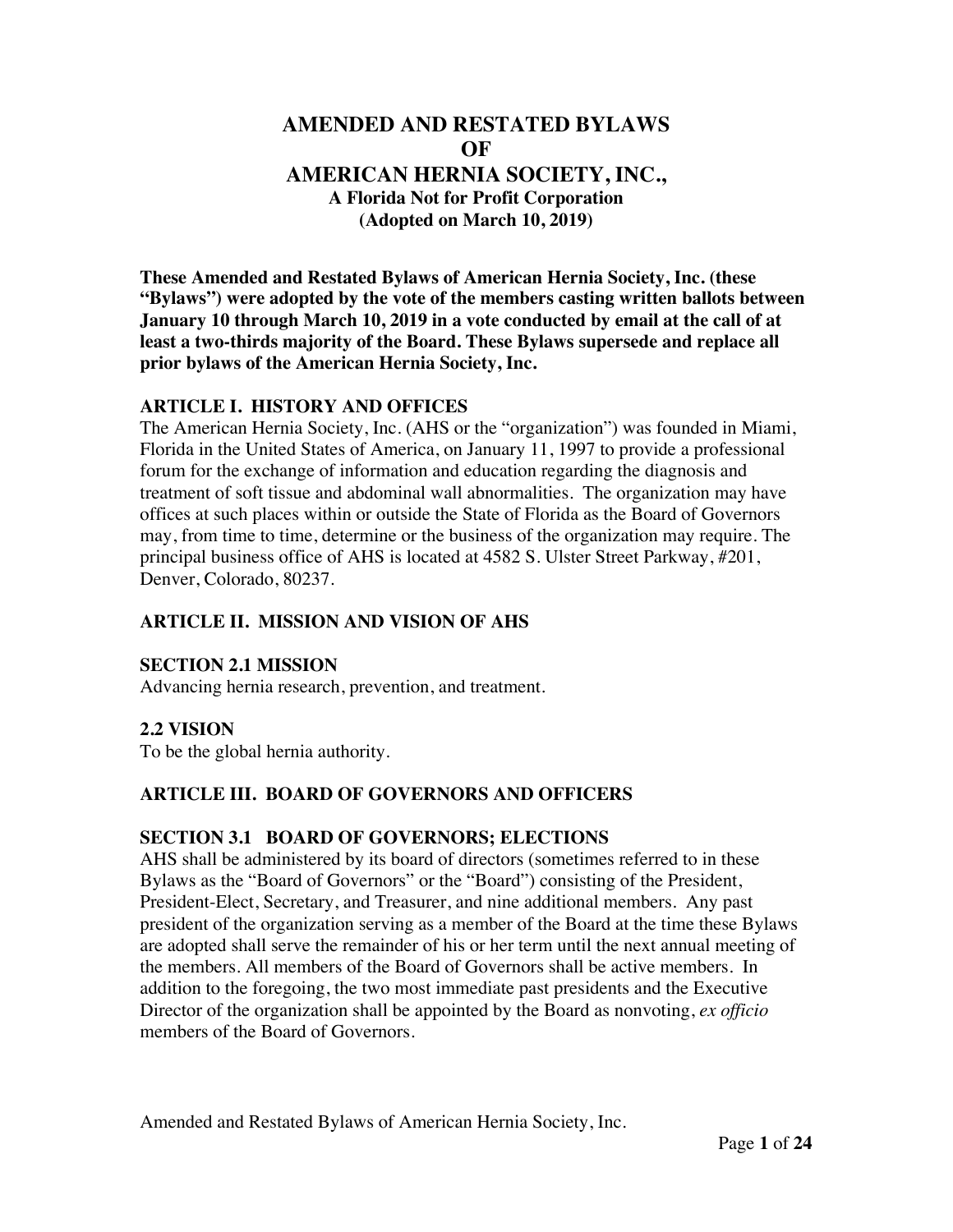# AMENDED AND RESTATED BYLAWS OF AMERICAN HERNIA SOCIETY, INC.,

**A Florida Not for Profit Corporation**
**(Adopted on March 10, 2019)**

**These Amended and Restated Bylaws of American Hernia Society, Inc. (these "Bylaws") were adopted by the vote of the members casting written ballots between January 10 through March 10, 2019 in a vote conducted by email at the call of at least a two-thirds majority of the Board. These Bylaws supersede and replace all prior bylaws of the American Hernia Society, Inc.**

## ARTICLE I. HISTORY AND OFFICES

The American Hernia Society, Inc. (AHS or the "organization") was founded in Miami, Florida in the United States of America, on January 11, 1997 to provide a professional forum for the exchange of information and education regarding the diagnosis and treatment of soft tissue and abdominal wall abnormalities. The organization may have offices at such places within or outside the State of Florida as the Board of Governors may, from time to time, determine or the business of the organization may require. The principal business office of AHS is located at 4582 S. Ulster Street Parkway, #201, Denver, Colorado, 80237.

## ARTICLE II. MISSION AND VISION OF AHS

### SECTION 2.1 MISSION

Advancing hernia research, prevention, and treatment.

### 2.2 VISION

To be the global hernia authority.

## ARTICLE III. BOARD OF GOVERNORS AND OFFICERS

### SECTION 3.1 BOARD OF GOVERNORS; ELECTIONS

AHS shall be administered by its board of directors (sometimes referred to in these Bylaws as the "Board of Governors" or the "Board") consisting of the President, President-Elect, Secretary, and Treasurer, and nine additional members. Any past president of the organization serving as a member of the Board at the time these Bylaws are adopted shall serve the remainder of his or her term until the next annual meeting of the members. All members of the Board of Governors shall be active members. In addition to the foregoing, the two most immediate past presidents and the Executive Director of the organization shall be appointed by the Board as nonvoting, *ex officio* members of the Board of Governors.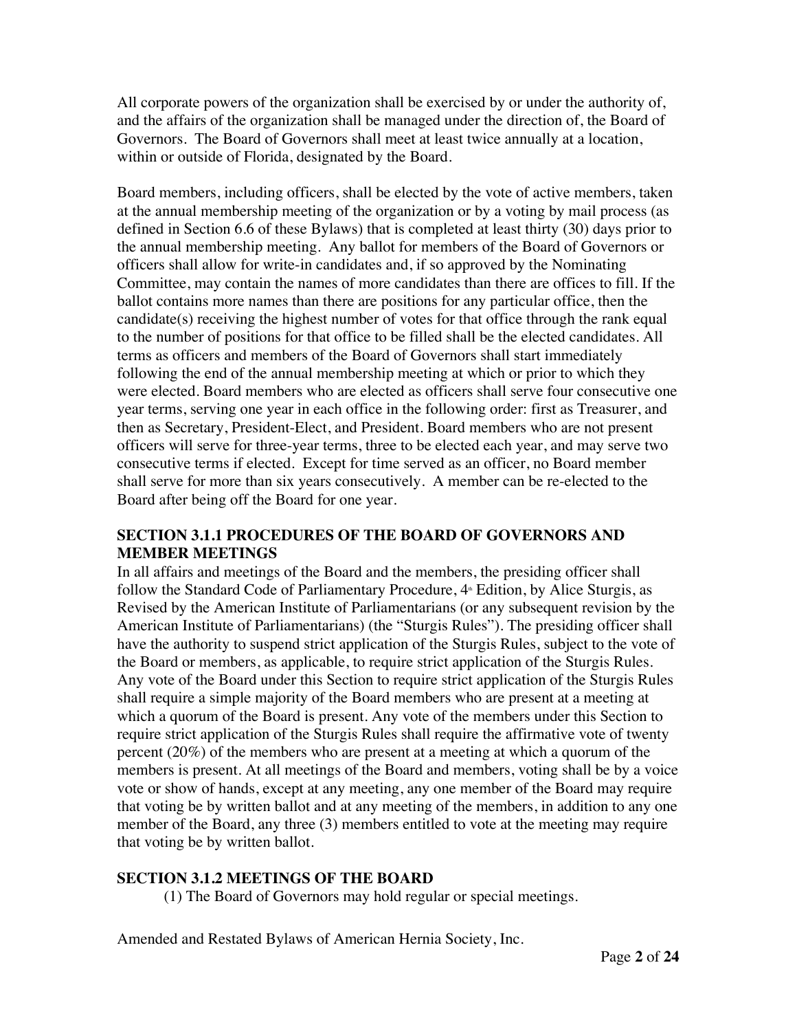All corporate powers of the organization shall be exercised by or under the authority of, and the affairs of the organization shall be managed under the direction of, the Board of Governors. The Board of Governors shall meet at least twice annually at a location, within or outside of Florida, designated by the Board.

Board members, including officers, shall be elected by the vote of active members, taken at the annual membership meeting of the organization or by a voting by mail process (as defined in Section 6.6 of these Bylaws) that is completed at least thirty (30) days prior to the annual membership meeting. Any ballot for members of the Board of Governors or officers shall allow for write-in candidates and, if so approved by the Nominating Committee, may contain the names of more candidates than there are offices to fill. If the ballot contains more names than there are positions for any particular office, then the candidate(s) receiving the highest number of votes for that office through the rank equal to the number of positions for that office to be filled shall be the elected candidates. All terms as officers and members of the Board of Governors shall start immediately following the end of the annual membership meeting at which or prior to which they were elected. Board members who are elected as officers shall serve four consecutive one year terms, serving one year in each office in the following order: first as Treasurer, and then as Secretary, President-Elect, and President. Board members who are not present officers will serve for three-year terms, three to be elected each year, and may serve two consecutive terms if elected. Except for time served as an officer, no Board member shall serve for more than six years consecutively. A member can be re-elected to the Board after being off the Board for one year.

## SECTION 3.1.1 PROCEDURES OF THE BOARD OF GOVERNORS AND MEMBER MEETINGS

In all affairs and meetings of the Board and the members, the presiding officer shall follow the Standard Code of Parliamentary Procedure, 4th Edition, by Alice Sturgis, as Revised by the American Institute of Parliamentarians (or any subsequent revision by the American Institute of Parliamentarians) (the "Sturgis Rules"). The presiding officer shall have the authority to suspend strict application of the Sturgis Rules, subject to the vote of the Board or members, as applicable, to require strict application of the Sturgis Rules. Any vote of the Board under this Section to require strict application of the Sturgis Rules shall require a simple majority of the Board members who are present at a meeting at which a quorum of the Board is present. Any vote of the members under this Section to require strict application of the Sturgis Rules shall require the affirmative vote of twenty percent (20%) of the members who are present at a meeting at which a quorum of the members is present. At all meetings of the Board and members, voting shall be by a voice vote or show of hands, except at any meeting, any one member of the Board may require that voting be by written ballot and at any meeting of the members, in addition to any one member of the Board, any three (3) members entitled to vote at the meeting may require that voting be by written ballot.

## SECTION 3.1.2 MEETINGS OF THE BOARD

(1) The Board of Governors may hold regular or special meetings.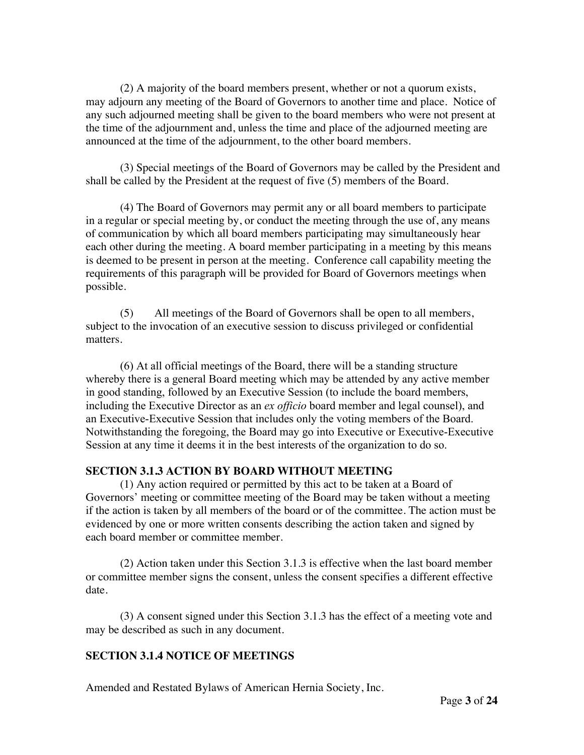(2) A majority of the board members present, whether or not a quorum exists, may adjourn any meeting of the Board of Governors to another time and place. Notice of any such adjourned meeting shall be given to the board members who were not present at the time of the adjournment and, unless the time and place of the adjourned meeting are announced at the time of the adjournment, to the other board members.

(3) Special meetings of the Board of Governors may be called by the President and shall be called by the President at the request of five (5) members of the Board.

(4) The Board of Governors may permit any or all board members to participate in a regular or special meeting by, or conduct the meeting through the use of, any means of communication by which all board members participating may simultaneously hear each other during the meeting. A board member participating in a meeting by this means is deemed to be present in person at the meeting. Conference call capability meeting the requirements of this paragraph will be provided for Board of Governors meetings when possible.

(5) All meetings of the Board of Governors shall be open to all members, subject to the invocation of an executive session to discuss privileged or confidential matters.

(6) At all official meetings of the Board, there will be a standing structure whereby there is a general Board meeting which may be attended by any active member in good standing, followed by an Executive Session (to include the board members, including the Executive Director as an *ex officio* board member and legal counsel), and an Executive-Executive Session that includes only the voting members of the Board. Notwithstanding the foregoing, the Board may go into Executive or Executive-Executive Session at any time it deems it in the best interests of the organization to do so.

**SECTION 3.1.3 ACTION BY BOARD WITHOUT MEETING**

(1) Any action required or permitted by this act to be taken at a Board of Governors' meeting or committee meeting of the Board may be taken without a meeting if the action is taken by all members of the board or of the committee. The action must be evidenced by one or more written consents describing the action taken and signed by each board member or committee member.

(2) Action taken under this Section 3.1.3 is effective when the last board member or committee member signs the consent, unless the consent specifies a different effective date.

(3) A consent signed under this Section 3.1.3 has the effect of a meeting vote and may be described as such in any document.

**SECTION 3.1.4 NOTICE OF MEETINGS**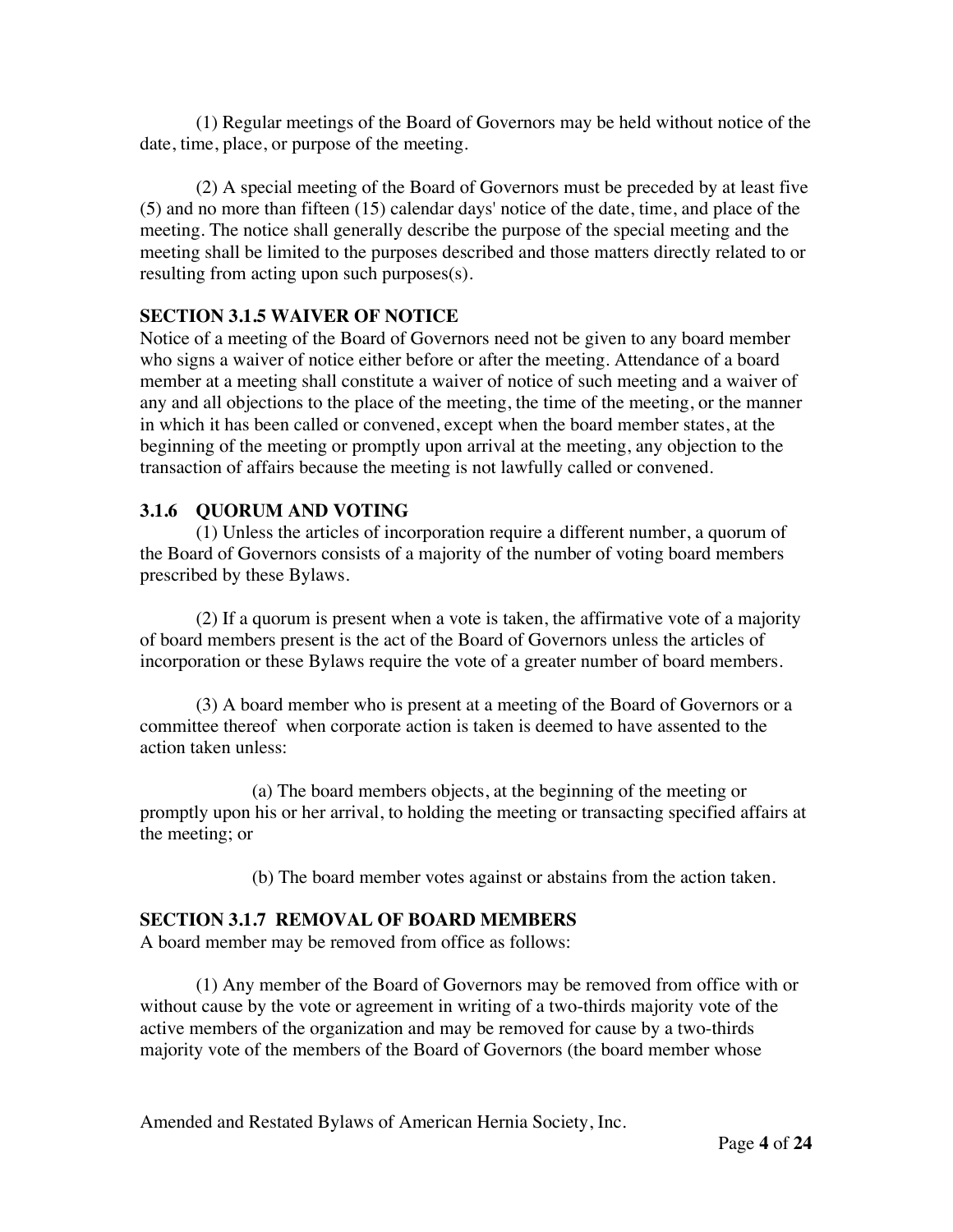(1) Regular meetings of the Board of Governors may be held without notice of the date, time, place, or purpose of the meeting.

(2) A special meeting of the Board of Governors must be preceded by at least five (5) and no more than fifteen (15) calendar days' notice of the date, time, and place of the meeting. The notice shall generally describe the purpose of the special meeting and the meeting shall be limited to the purposes described and those matters directly related to or resulting from acting upon such purposes(s).

### SECTION 3.1.5 WAIVER OF NOTICE

Notice of a meeting of the Board of Governors need not be given to any board member who signs a waiver of notice either before or after the meeting. Attendance of a board member at a meeting shall constitute a waiver of notice of such meeting and a waiver of any and all objections to the place of the meeting, the time of the meeting, or the manner in which it has been called or convened, except when the board member states, at the beginning of the meeting or promptly upon arrival at the meeting, any objection to the transaction of affairs because the meeting is not lawfully called or convened.

### 3.1.6 QUORUM AND VOTING

(1) Unless the articles of incorporation require a different number, a quorum of the Board of Governors consists of a majority of the number of voting board members prescribed by these Bylaws.

(2) If a quorum is present when a vote is taken, the affirmative vote of a majority of board members present is the act of the Board of Governors unless the articles of incorporation or these Bylaws require the vote of a greater number of board members.

(3) A board member who is present at a meeting of the Board of Governors or a committee thereof when corporate action is taken is deemed to have assented to the action taken unless:

(a) The board members objects, at the beginning of the meeting or promptly upon his or her arrival, to holding the meeting or transacting specified affairs at the meeting; or

(b) The board member votes against or abstains from the action taken.

### SECTION 3.1.7 REMOVAL OF BOARD MEMBERS

A board member may be removed from office as follows:

(1) Any member of the Board of Governors may be removed from office with or without cause by the vote or agreement in writing of a two-thirds majority vote of the active members of the organization and may be removed for cause by a two-thirds majority vote of the members of the Board of Governors (the board member whose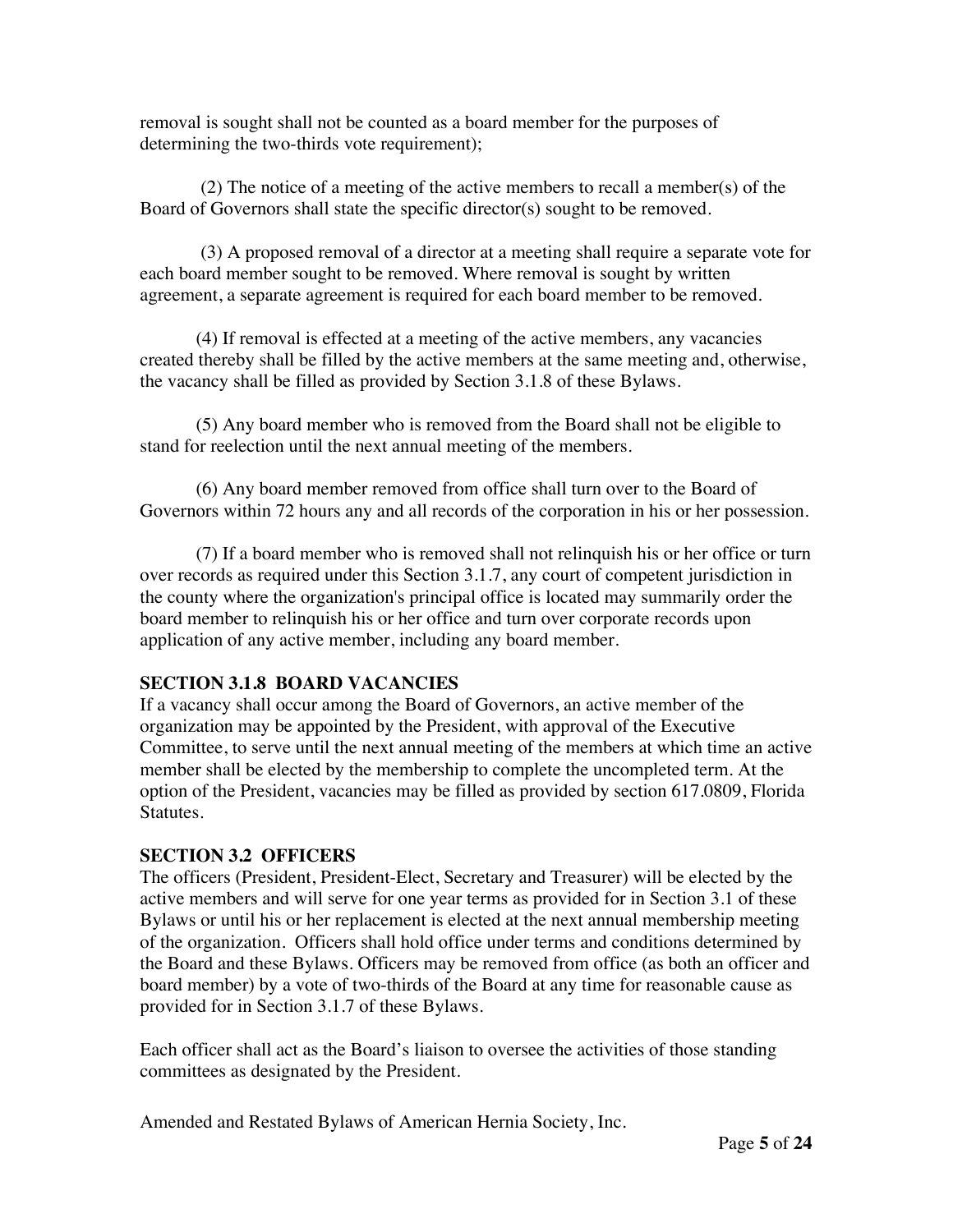removal is sought shall not be counted as a board member for the purposes of determining the two-thirds vote requirement);

(2) The notice of a meeting of the active members to recall a member(s) of the Board of Governors shall state the specific director(s) sought to be removed.

(3) A proposed removal of a director at a meeting shall require a separate vote for each board member sought to be removed. Where removal is sought by written agreement, a separate agreement is required for each board member to be removed.

(4) If removal is effected at a meeting of the active members, any vacancies created thereby shall be filled by the active members at the same meeting and, otherwise, the vacancy shall be filled as provided by Section 3.1.8 of these Bylaws.

(5) Any board member who is removed from the Board shall not be eligible to stand for reelection until the next annual meeting of the members.

(6) Any board member removed from office shall turn over to the Board of Governors within 72 hours any and all records of the corporation in his or her possession.

(7) If a board member who is removed shall not relinquish his or her office or turn over records as required under this Section 3.1.7, any court of competent jurisdiction in the county where the organization's principal office is located may summarily order the board member to relinquish his or her office and turn over corporate records upon application of any active member, including any board member.

### SECTION 3.1.8 BOARD VACANCIES

If a vacancy shall occur among the Board of Governors, an active member of the organization may be appointed by the President, with approval of the Executive Committee, to serve until the next annual meeting of the members at which time an active member shall be elected by the membership to complete the uncompleted term. At the option of the President, vacancies may be filled as provided by section 617.0809, Florida Statutes.

### SECTION 3.2 OFFICERS

The officers (President, President-Elect, Secretary and Treasurer) will be elected by the active members and will serve for one year terms as provided for in Section 3.1 of these Bylaws or until his or her replacement is elected at the next annual membership meeting of the organization. Officers shall hold office under terms and conditions determined by the Board and these Bylaws. Officers may be removed from office (as both an officer and board member) by a vote of two-thirds of the Board at any time for reasonable cause as provided for in Section 3.1.7 of these Bylaws.

Each officer shall act as the Board's liaison to oversee the activities of those standing committees as designated by the President.

Amended and Restated Bylaws of American Hernia Society, Inc.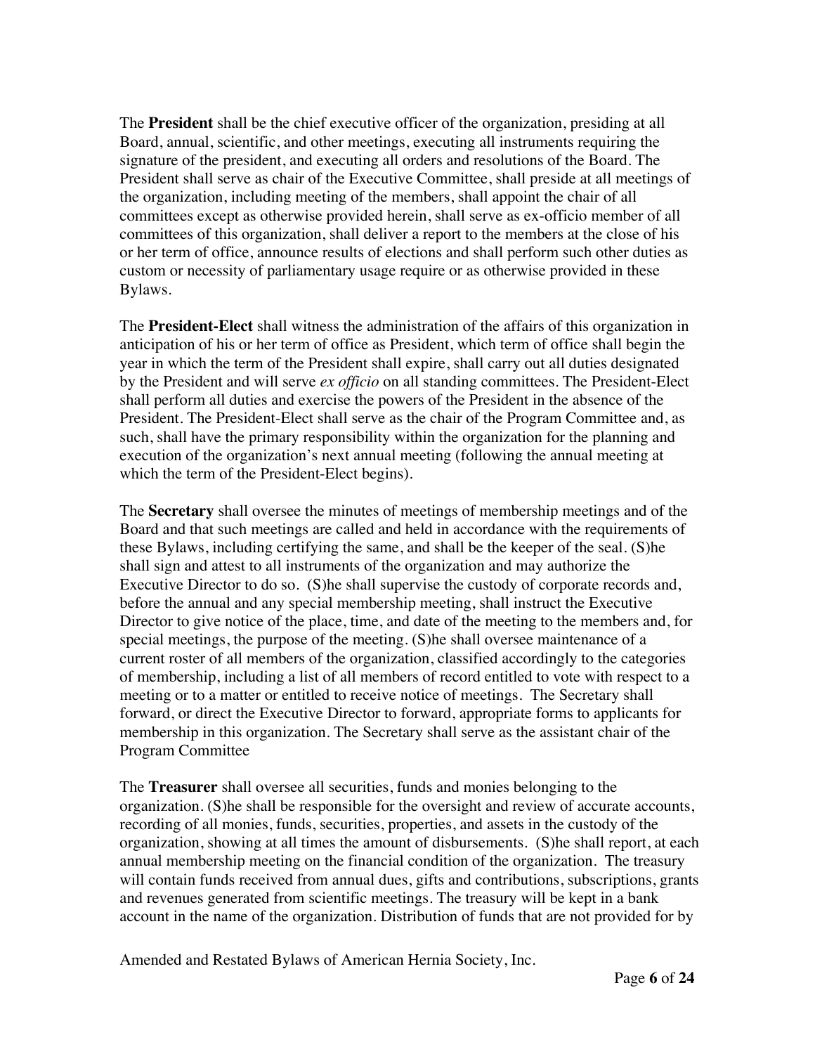The **President** shall be the chief executive officer of the organization, presiding at all Board, annual, scientific, and other meetings, executing all instruments requiring the signature of the president, and executing all orders and resolutions of the Board. The President shall serve as chair of the Executive Committee, shall preside at all meetings of the organization, including meeting of the members, shall appoint the chair of all committees except as otherwise provided herein, shall serve as ex-officio member of all committees of this organization, shall deliver a report to the members at the close of his or her term of office, announce results of elections and shall perform such other duties as custom or necessity of parliamentary usage require or as otherwise provided in these Bylaws.

The **President-Elect** shall witness the administration of the affairs of this organization in anticipation of his or her term of office as President, which term of office shall begin the year in which the term of the President shall expire, shall carry out all duties designated by the President and will serve *ex officio* on all standing committees. The President-Elect shall perform all duties and exercise the powers of the President in the absence of the President. The President-Elect shall serve as the chair of the Program Committee and, as such, shall have the primary responsibility within the organization for the planning and execution of the organization's next annual meeting (following the annual meeting at which the term of the President-Elect begins).

The **Secretary** shall oversee the minutes of meetings of membership meetings and of the Board and that such meetings are called and held in accordance with the requirements of these Bylaws, including certifying the same, and shall be the keeper of the seal. (S)he shall sign and attest to all instruments of the organization and may authorize the Executive Director to do so. (S)he shall supervise the custody of corporate records and, before the annual and any special membership meeting, shall instruct the Executive Director to give notice of the place, time, and date of the meeting to the members and, for special meetings, the purpose of the meeting. (S)he shall oversee maintenance of a current roster of all members of the organization, classified accordingly to the categories of membership, including a list of all members of record entitled to vote with respect to a meeting or to a matter or entitled to receive notice of meetings. The Secretary shall forward, or direct the Executive Director to forward, appropriate forms to applicants for membership in this organization. The Secretary shall serve as the assistant chair of the Program Committee

The **Treasurer** shall oversee all securities, funds and monies belonging to the organization. (S)he shall be responsible for the oversight and review of accurate accounts, recording of all monies, funds, securities, properties, and assets in the custody of the organization, showing at all times the amount of disbursements. (S)he shall report, at each annual membership meeting on the financial condition of the organization. The treasury will contain funds received from annual dues, gifts and contributions, subscriptions, grants and revenues generated from scientific meetings. The treasury will be kept in a bank account in the name of the organization. Distribution of funds that are not provided for by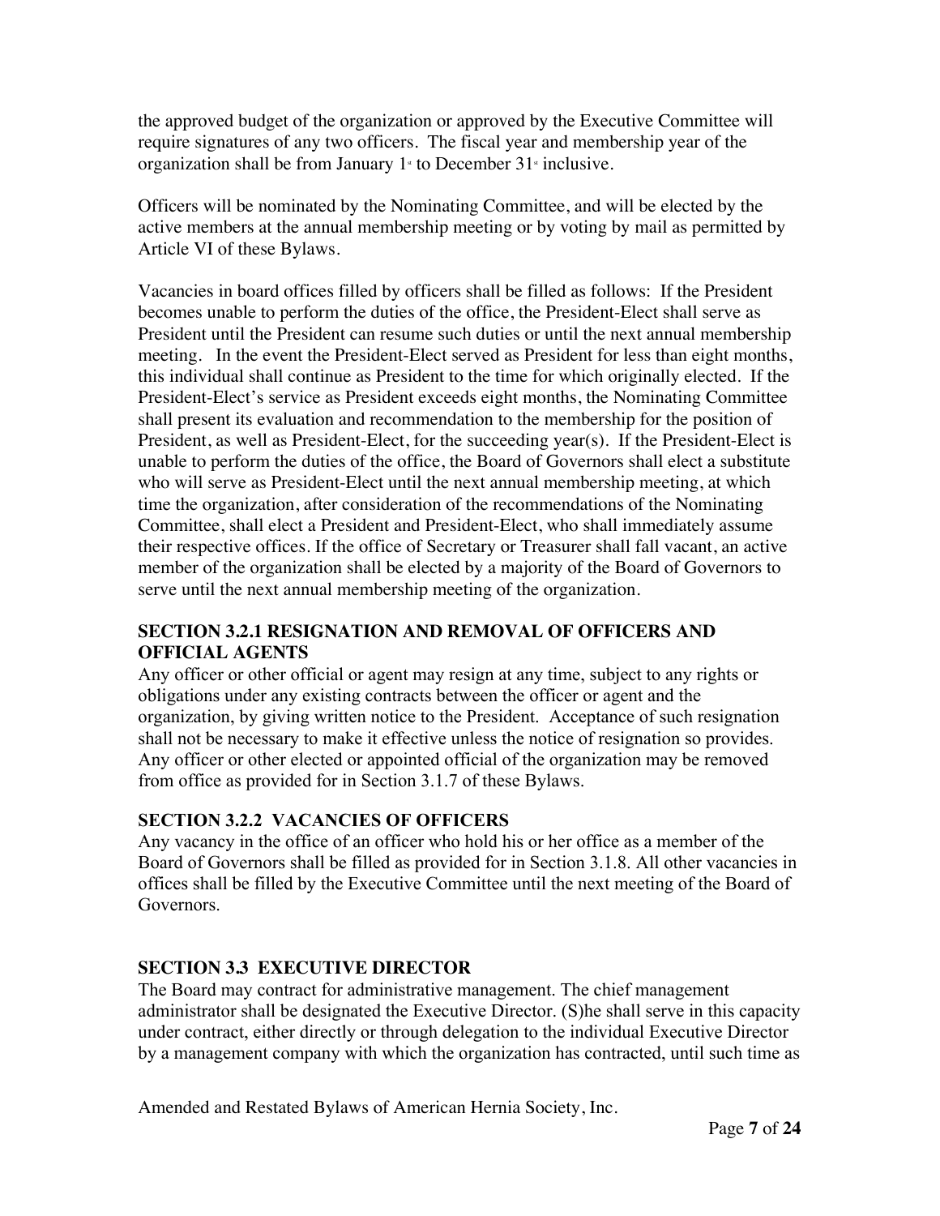the approved budget of the organization or approved by the Executive Committee will require signatures of any two officers. The fiscal year and membership year of the organization shall be from January 1st to December 31st inclusive.

Officers will be nominated by the Nominating Committee, and will be elected by the active members at the annual membership meeting or by voting by mail as permitted by Article VI of these Bylaws.

Vacancies in board offices filled by officers shall be filled as follows: If the President becomes unable to perform the duties of the office, the President-Elect shall serve as President until the President can resume such duties or until the next annual membership meeting. In the event the President-Elect served as President for less than eight months, this individual shall continue as President to the time for which originally elected. If the President-Elect's service as President exceeds eight months, the Nominating Committee shall present its evaluation and recommendation to the membership for the position of President, as well as President-Elect, for the succeeding year(s). If the President-Elect is unable to perform the duties of the office, the Board of Governors shall elect a substitute who will serve as President-Elect until the next annual membership meeting, at which time the organization, after consideration of the recommendations of the Nominating Committee, shall elect a President and President-Elect, who shall immediately assume their respective offices. If the office of Secretary or Treasurer shall fall vacant, an active member of the organization shall be elected by a majority of the Board of Governors to serve until the next annual membership meeting of the organization.

### SECTION 3.2.1 RESIGNATION AND REMOVAL OF OFFICERS AND OFFICIAL AGENTS

Any officer or other official or agent may resign at any time, subject to any rights or obligations under any existing contracts between the officer or agent and the organization, by giving written notice to the President. Acceptance of such resignation shall not be necessary to make it effective unless the notice of resignation so provides. Any officer or other elected or appointed official of the organization may be removed from office as provided for in Section 3.1.7 of these Bylaws.

### SECTION 3.2.2 VACANCIES OF OFFICERS

Any vacancy in the office of an officer who hold his or her office as a member of the Board of Governors shall be filled as provided for in Section 3.1.8. All other vacancies in offices shall be filled by the Executive Committee until the next meeting of the Board of Governors.

### SECTION 3.3 EXECUTIVE DIRECTOR

The Board may contract for administrative management. The chief management administrator shall be designated the Executive Director. (S)he shall serve in this capacity under contract, either directly or through delegation to the individual Executive Director by a management company with which the organization has contracted, until such time as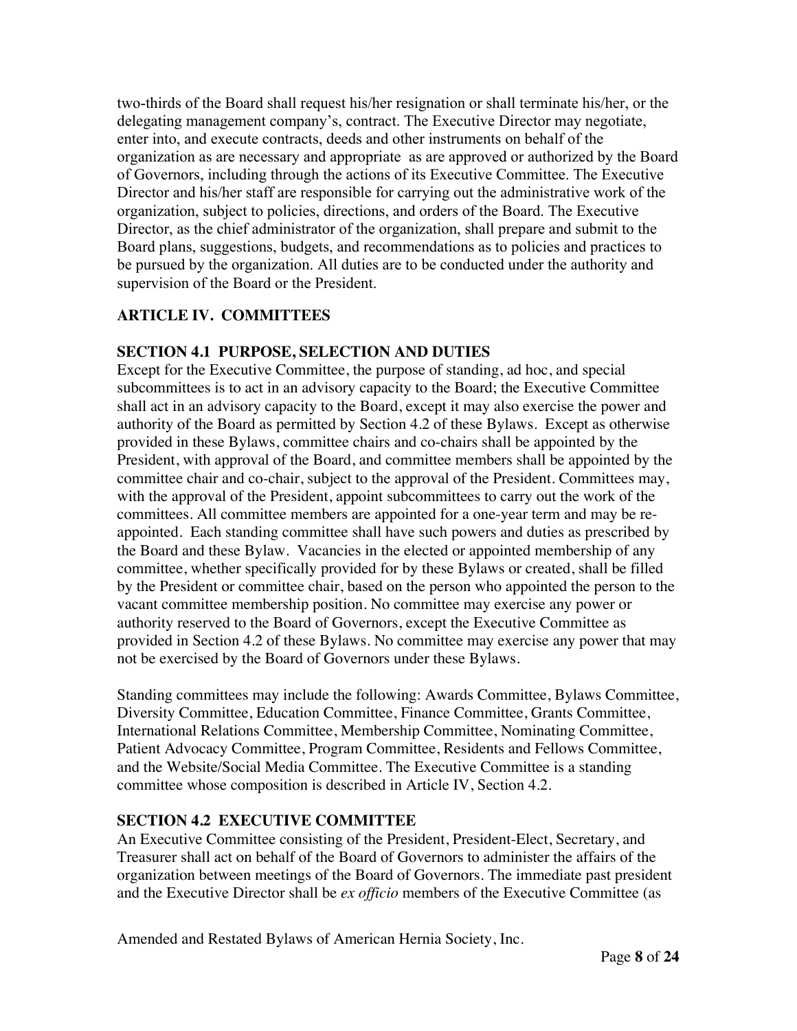two-thirds of the Board shall request his/her resignation or shall terminate his/her, or the delegating management company's, contract. The Executive Director may negotiate, enter into, and execute contracts, deeds and other instruments on behalf of the organization as are necessary and appropriate as are approved or authorized by the Board of Governors, including through the actions of its Executive Committee. The Executive Director and his/her staff are responsible for carrying out the administrative work of the organization, subject to policies, directions, and orders of the Board. The Executive Director, as the chief administrator of the organization, shall prepare and submit to the Board plans, suggestions, budgets, and recommendations as to policies and practices to be pursued by the organization. All duties are to be conducted under the authority and supervision of the Board or the President.

## ARTICLE IV. COMMITTEES

### SECTION 4.1 PURPOSE, SELECTION AND DUTIES

Except for the Executive Committee, the purpose of standing, ad hoc, and special subcommittees is to act in an advisory capacity to the Board; the Executive Committee shall act in an advisory capacity to the Board, except it may also exercise the power and authority of the Board as permitted by Section 4.2 of these Bylaws. Except as otherwise provided in these Bylaws, committee chairs and co-chairs shall be appointed by the President, with approval of the Board, and committee members shall be appointed by the committee chair and co-chair, subject to the approval of the President. Committees may, with the approval of the President, appoint subcommittees to carry out the work of the committees. All committee members are appointed for a one-year term and may be re-appointed. Each standing committee shall have such powers and duties as prescribed by the Board and these Bylaw. Vacancies in the elected or appointed membership of any committee, whether specifically provided for by these Bylaws or created, shall be filled by the President or committee chair, based on the person who appointed the person to the vacant committee membership position. No committee may exercise any power or authority reserved to the Board of Governors, except the Executive Committee as provided in Section 4.2 of these Bylaws. No committee may exercise any power that may not be exercised by the Board of Governors under these Bylaws.

Standing committees may include the following: Awards Committee, Bylaws Committee, Diversity Committee, Education Committee, Finance Committee, Grants Committee, International Relations Committee, Membership Committee, Nominating Committee, Patient Advocacy Committee, Program Committee, Residents and Fellows Committee, and the Website/Social Media Committee. The Executive Committee is a standing committee whose composition is described in Article IV, Section 4.2.

### SECTION 4.2 EXECUTIVE COMMITTEE

An Executive Committee consisting of the President, President-Elect, Secretary, and Treasurer shall act on behalf of the Board of Governors to administer the affairs of the organization between meetings of the Board of Governors. The immediate past president and the Executive Director shall be *ex officio* members of the Executive Committee (as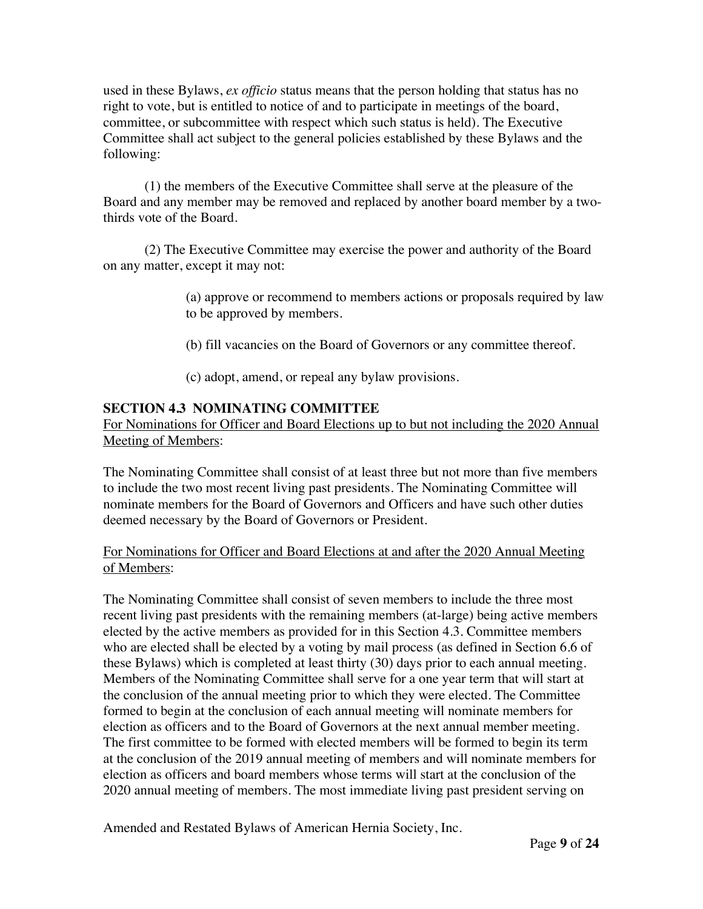used in these Bylaws, *ex officio* status means that the person holding that status has no right to vote, but is entitled to notice of and to participate in meetings of the board, committee, or subcommittee with respect which such status is held). The Executive Committee shall act subject to the general policies established by these Bylaws and the following:

(1) the members of the Executive Committee shall serve at the pleasure of the Board and any member may be removed and replaced by another board member by a two-thirds vote of the Board.

(2) The Executive Committee may exercise the power and authority of the Board on any matter, except it may not:

> (a) approve or recommend to members actions or proposals required by law to be approved by members.
>
> (b) fill vacancies on the Board of Governors or any committee thereof.
>
> (c) adopt, amend, or repeal any bylaw provisions.

**SECTION 4.3 NOMINATING COMMITTEE**

<u>For Nominations for Officer and Board Elections up to but not including the 2020 Annual Meeting of Members</u>:

The Nominating Committee shall consist of at least three but not more than five members to include the two most recent living past presidents. The Nominating Committee will nominate members for the Board of Governors and Officers and have such other duties deemed necessary by the Board of Governors or President.

<u>For Nominations for Officer and Board Elections at and after the 2020 Annual Meeting of Members</u>:

The Nominating Committee shall consist of seven members to include the three most recent living past presidents with the remaining members (at-large) being active members elected by the active members as provided for in this Section 4.3. Committee members who are elected shall be elected by a voting by mail process (as defined in Section 6.6 of these Bylaws) which is completed at least thirty (30) days prior to each annual meeting. Members of the Nominating Committee shall serve for a one year term that will start at the conclusion of the annual meeting prior to which they were elected. The Committee formed to begin at the conclusion of each annual meeting will nominate members for election as officers and to the Board of Governors at the next annual member meeting. The first committee to be formed with elected members will be formed to begin its term at the conclusion of the 2019 annual meeting of members and will nominate members for election as officers and board members whose terms will start at the conclusion of the 2020 annual meeting of members. The most immediate living past president serving on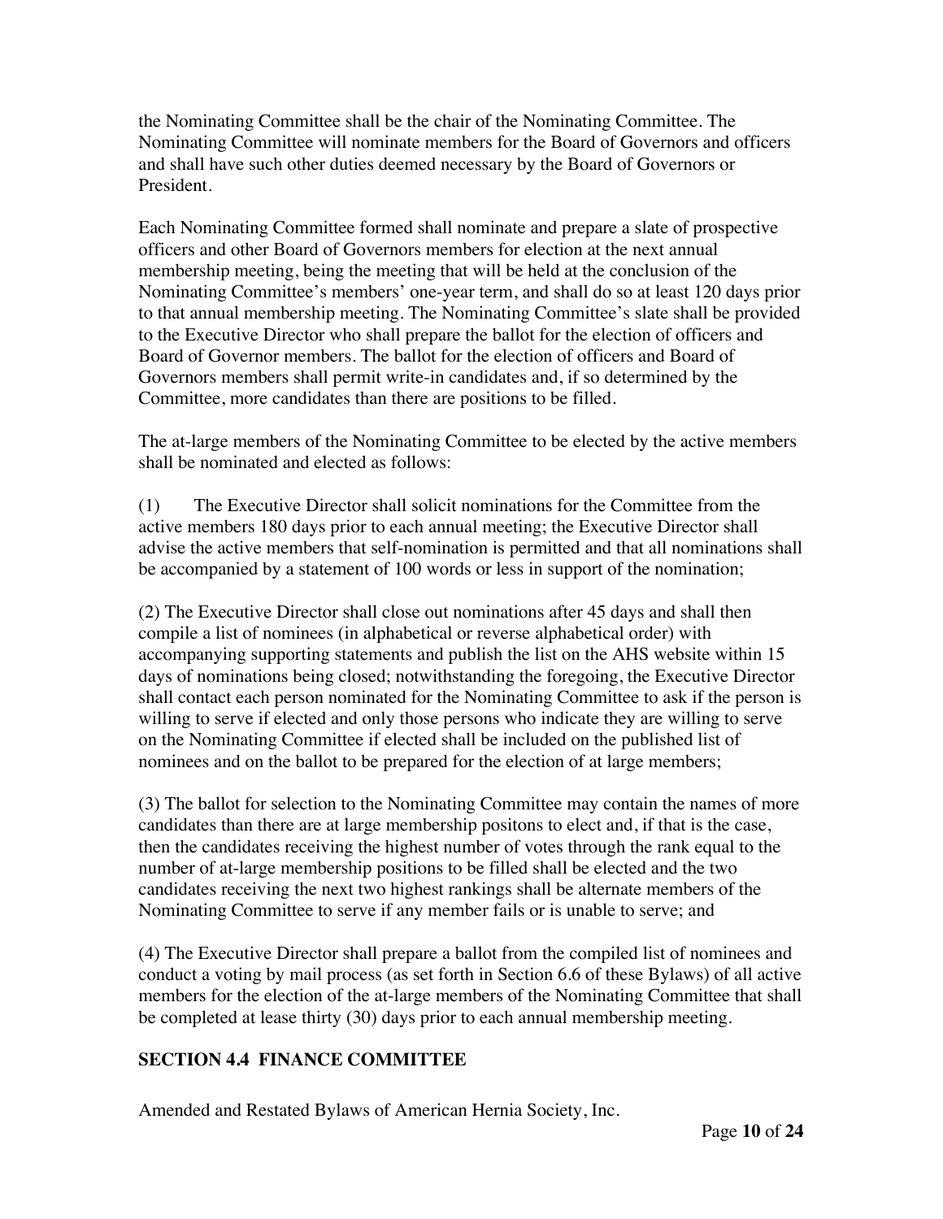the Nominating Committee shall be the chair of the Nominating Committee. The Nominating Committee will nominate members for the Board of Governors and officers and shall have such other duties deemed necessary by the Board of Governors or President.

Each Nominating Committee formed shall nominate and prepare a slate of prospective officers and other Board of Governors members for election at the next annual membership meeting, being the meeting that will be held at the conclusion of the Nominating Committee's members' one-year term, and shall do so at least 120 days prior to that annual membership meeting. The Nominating Committee's slate shall be provided to the Executive Director who shall prepare the ballot for the election of officers and Board of Governor members. The ballot for the election of officers and Board of Governors members shall permit write-in candidates and, if so determined by the Committee, more candidates than there are positions to be filled.

The at-large members of the Nominating Committee to be elected by the active members shall be nominated and elected as follows:

(1) The Executive Director shall solicit nominations for the Committee from the active members 180 days prior to each annual meeting; the Executive Director shall advise the active members that self-nomination is permitted and that all nominations shall be accompanied by a statement of 100 words or less in support of the nomination;

(2) The Executive Director shall close out nominations after 45 days and shall then compile a list of nominees (in alphabetical or reverse alphabetical order) with accompanying supporting statements and publish the list on the AHS website within 15 days of nominations being closed; notwithstanding the foregoing, the Executive Director shall contact each person nominated for the Nominating Committee to ask if the person is willing to serve if elected and only those persons who indicate they are willing to serve on the Nominating Committee if elected shall be included on the published list of nominees and on the ballot to be prepared for the election of at large members;

(3) The ballot for selection to the Nominating Committee may contain the names of more candidates than there are at large membership positons to elect and, if that is the case, then the candidates receiving the highest number of votes through the rank equal to the number of at-large membership positions to be filled shall be elected and the two candidates receiving the next two highest rankings shall be alternate members of the Nominating Committee to serve if any member fails or is unable to serve; and

(4) The Executive Director shall prepare a ballot from the compiled list of nominees and conduct a voting by mail process (as set forth in Section 6.6 of these Bylaws) of all active members for the election of the at-large members of the Nominating Committee that shall be completed at lease thirty (30) days prior to each annual membership meeting.

## SECTION 4.4 FINANCE COMMITTEE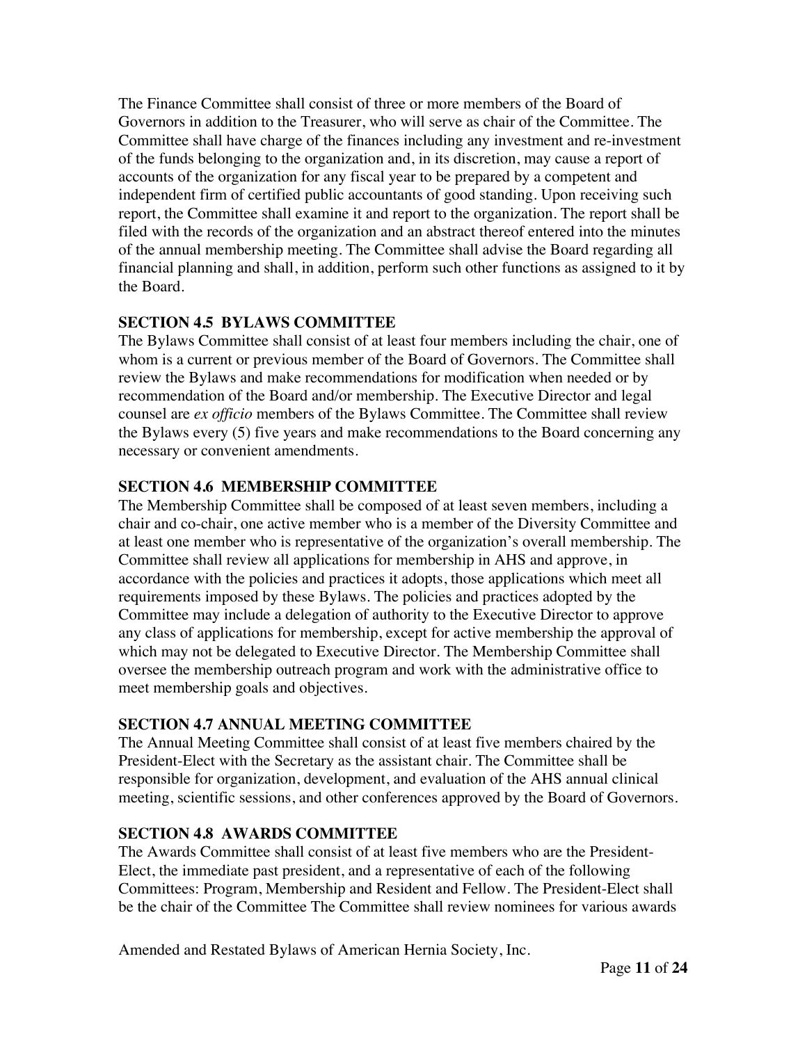The Finance Committee shall consist of three or more members of the Board of Governors in addition to the Treasurer, who will serve as chair of the Committee. The Committee shall have charge of the finances including any investment and re-investment of the funds belonging to the organization and, in its discretion, may cause a report of accounts of the organization for any fiscal year to be prepared by a competent and independent firm of certified public accountants of good standing. Upon receiving such report, the Committee shall examine it and report to the organization. The report shall be filed with the records of the organization and an abstract thereof entered into the minutes of the annual membership meeting. The Committee shall advise the Board regarding all financial planning and shall, in addition, perform such other functions as assigned to it by the Board.

**SECTION 4.5 BYLAWS COMMITTEE**

The Bylaws Committee shall consist of at least four members including the chair, one of whom is a current or previous member of the Board of Governors. The Committee shall review the Bylaws and make recommendations for modification when needed or by recommendation of the Board and/or membership. The Executive Director and legal counsel are *ex officio* members of the Bylaws Committee. The Committee shall review the Bylaws every (5) five years and make recommendations to the Board concerning any necessary or convenient amendments.

**SECTION 4.6 MEMBERSHIP COMMITTEE**

The Membership Committee shall be composed of at least seven members, including a chair and co-chair, one active member who is a member of the Diversity Committee and at least one member who is representative of the organization's overall membership. The Committee shall review all applications for membership in AHS and approve, in accordance with the policies and practices it adopts, those applications which meet all requirements imposed by these Bylaws. The policies and practices adopted by the Committee may include a delegation of authority to the Executive Director to approve any class of applications for membership, except for active membership the approval of which may not be delegated to Executive Director. The Membership Committee shall oversee the membership outreach program and work with the administrative office to meet membership goals and objectives.

**SECTION 4.7 ANNUAL MEETING COMMITTEE**

The Annual Meeting Committee shall consist of at least five members chaired by the President-Elect with the Secretary as the assistant chair. The Committee shall be responsible for organization, development, and evaluation of the AHS annual clinical meeting, scientific sessions, and other conferences approved by the Board of Governors.

**SECTION 4.8 AWARDS COMMITTEE**

The Awards Committee shall consist of at least five members who are the President-Elect, the immediate past president, and a representative of each of the following Committees: Program, Membership and Resident and Fellow. The President-Elect shall be the chair of the Committee The Committee shall review nominees for various awards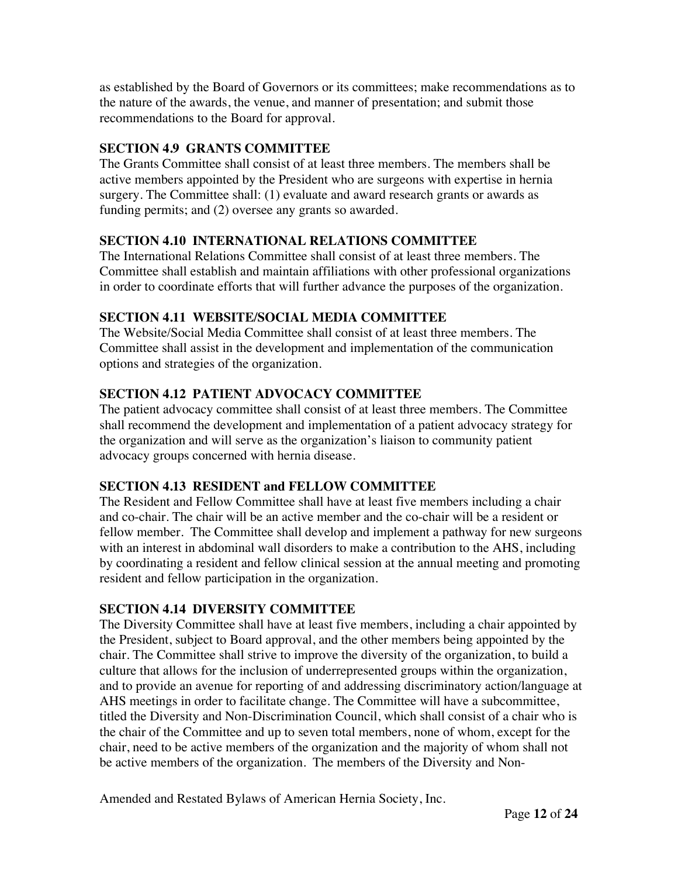as established by the Board of Governors or its committees; make recommendations as to the nature of the awards, the venue, and manner of presentation; and submit those recommendations to the Board for approval.

**SECTION 4.9 GRANTS COMMITTEE**

The Grants Committee shall consist of at least three members. The members shall be active members appointed by the President who are surgeons with expertise in hernia surgery. The Committee shall: (1) evaluate and award research grants or awards as funding permits; and (2) oversee any grants so awarded.

**SECTION 4.10 INTERNATIONAL RELATIONS COMMITTEE**

The International Relations Committee shall consist of at least three members. The Committee shall establish and maintain affiliations with other professional organizations in order to coordinate efforts that will further advance the purposes of the organization.

**SECTION 4.11 WEBSITE/SOCIAL MEDIA COMMITTEE**

The Website/Social Media Committee shall consist of at least three members. The Committee shall assist in the development and implementation of the communication options and strategies of the organization.

**SECTION 4.12 PATIENT ADVOCACY COMMITTEE**

The patient advocacy committee shall consist of at least three members. The Committee shall recommend the development and implementation of a patient advocacy strategy for the organization and will serve as the organization's liaison to community patient advocacy groups concerned with hernia disease.

**SECTION 4.13 RESIDENT and FELLOW COMMITTEE**

The Resident and Fellow Committee shall have at least five members including a chair and co-chair. The chair will be an active member and the co-chair will be a resident or fellow member. The Committee shall develop and implement a pathway for new surgeons with an interest in abdominal wall disorders to make a contribution to the AHS, including by coordinating a resident and fellow clinical session at the annual meeting and promoting resident and fellow participation in the organization.

**SECTION 4.14 DIVERSITY COMMITTEE**

The Diversity Committee shall have at least five members, including a chair appointed by the President, subject to Board approval, and the other members being appointed by the chair. The Committee shall strive to improve the diversity of the organization, to build a culture that allows for the inclusion of underrepresented groups within the organization, and to provide an avenue for reporting of and addressing discriminatory action/language at AHS meetings in order to facilitate change. The Committee will have a subcommittee, titled the Diversity and Non-Discrimination Council, which shall consist of a chair who is the chair of the Committee and up to seven total members, none of whom, except for the chair, need to be active members of the organization and the majority of whom shall not be active members of the organization. The members of the Diversity and Non-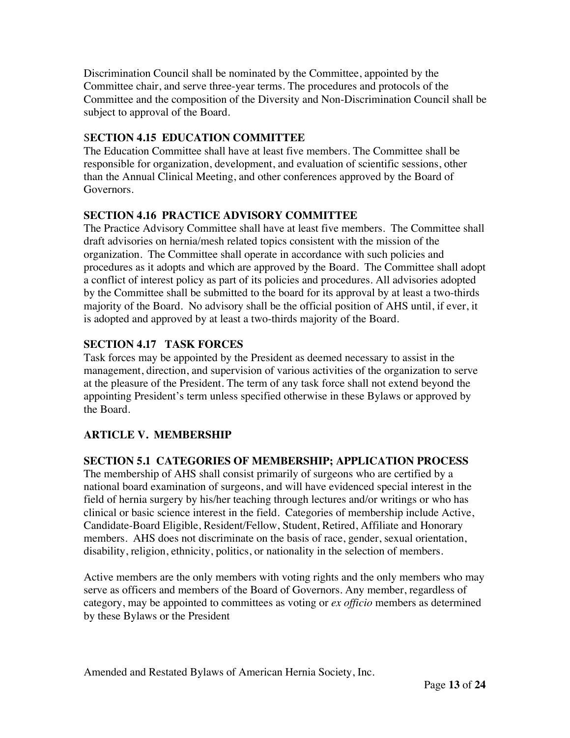Discrimination Council shall be nominated by the Committee, appointed by the Committee chair, and serve three-year terms. The procedures and protocols of the Committee and the composition of the Diversity and Non-Discrimination Council shall be subject to approval of the Board.

### SECTION 4.15 EDUCATION COMMITTEE

The Education Committee shall have at least five members. The Committee shall be responsible for organization, development, and evaluation of scientific sessions, other than the Annual Clinical Meeting, and other conferences approved by the Board of Governors.

### SECTION 4.16 PRACTICE ADVISORY COMMITTEE

The Practice Advisory Committee shall have at least five members. The Committee shall draft advisories on hernia/mesh related topics consistent with the mission of the organization. The Committee shall operate in accordance with such policies and procedures as it adopts and which are approved by the Board. The Committee shall adopt a conflict of interest policy as part of its policies and procedures. All advisories adopted by the Committee shall be submitted to the board for its approval by at least a two-thirds majority of the Board. No advisory shall be the official position of AHS until, if ever, it is adopted and approved by at least a two-thirds majority of the Board.

### SECTION 4.17 TASK FORCES

Task forces may be appointed by the President as deemed necessary to assist in the management, direction, and supervision of various activities of the organization to serve at the pleasure of the President. The term of any task force shall not extend beyond the appointing President's term unless specified otherwise in these Bylaws or approved by the Board.

## ARTICLE V. MEMBERSHIP

### SECTION 5.1 CATEGORIES OF MEMBERSHIP; APPLICATION PROCESS

The membership of AHS shall consist primarily of surgeons who are certified by a national board examination of surgeons, and will have evidenced special interest in the field of hernia surgery by his/her teaching through lectures and/or writings or who has clinical or basic science interest in the field. Categories of membership include Active, Candidate-Board Eligible, Resident/Fellow, Student, Retired, Affiliate and Honorary members. AHS does not discriminate on the basis of race, gender, sexual orientation, disability, religion, ethnicity, politics, or nationality in the selection of members.

Active members are the only members with voting rights and the only members who may serve as officers and members of the Board of Governors. Any member, regardless of category, may be appointed to committees as voting or *ex officio* members as determined by these Bylaws or the President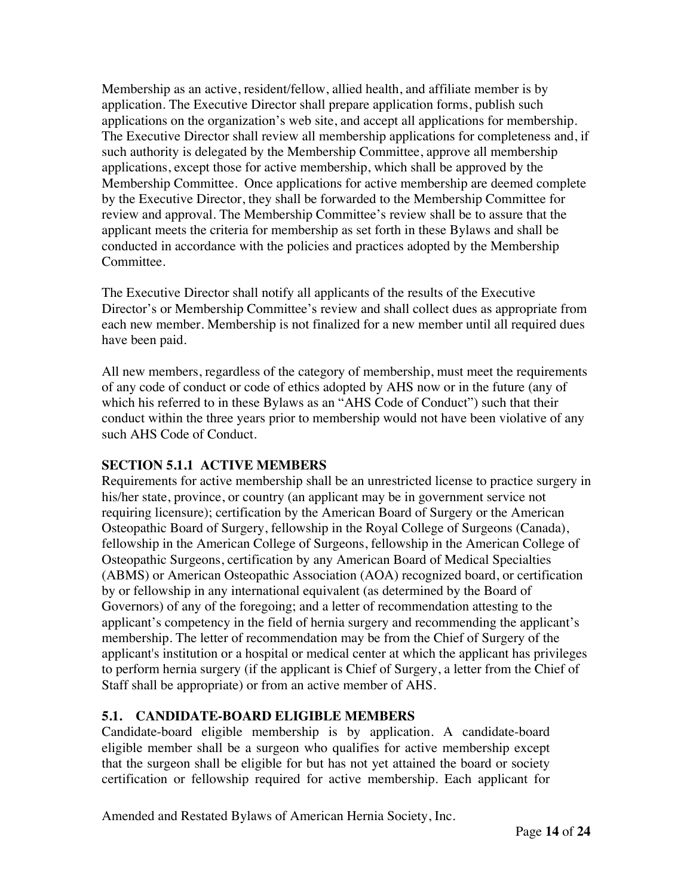Membership as an active, resident/fellow, allied health, and affiliate member is by application. The Executive Director shall prepare application forms, publish such applications on the organization's web site, and accept all applications for membership. The Executive Director shall review all membership applications for completeness and, if such authority is delegated by the Membership Committee, approve all membership applications, except those for active membership, which shall be approved by the Membership Committee. Once applications for active membership are deemed complete by the Executive Director, they shall be forwarded to the Membership Committee for review and approval. The Membership Committee's review shall be to assure that the applicant meets the criteria for membership as set forth in these Bylaws and shall be conducted in accordance with the policies and practices adopted by the Membership Committee.

The Executive Director shall notify all applicants of the results of the Executive Director's or Membership Committee's review and shall collect dues as appropriate from each new member. Membership is not finalized for a new member until all required dues have been paid.

All new members, regardless of the category of membership, must meet the requirements of any code of conduct or code of ethics adopted by AHS now or in the future (any of which his referred to in these Bylaws as an "AHS Code of Conduct") such that their conduct within the three years prior to membership would not have been violative of any such AHS Code of Conduct.

**SECTION 5.1.1 ACTIVE MEMBERS**

Requirements for active membership shall be an unrestricted license to practice surgery in his/her state, province, or country (an applicant may be in government service not requiring licensure); certification by the American Board of Surgery or the American Osteopathic Board of Surgery, fellowship in the Royal College of Surgeons (Canada), fellowship in the American College of Surgeons, fellowship in the American College of Osteopathic Surgeons, certification by any American Board of Medical Specialties (ABMS) or American Osteopathic Association (AOA) recognized board, or certification by or fellowship in any international equivalent (as determined by the Board of Governors) of any of the foregoing; and a letter of recommendation attesting to the applicant's competency in the field of hernia surgery and recommending the applicant's membership. The letter of recommendation may be from the Chief of Surgery of the applicant's institution or a hospital or medical center at which the applicant has privileges to perform hernia surgery (if the applicant is Chief of Surgery, a letter from the Chief of Staff shall be appropriate) or from an active member of AHS.

**5.1. CANDIDATE-BOARD ELIGIBLE MEMBERS**

Candidate-board eligible membership is by application. A candidate-board eligible member shall be a surgeon who qualifies for active membership except that the surgeon shall be eligible for but has not yet attained the board or society certification or fellowship required for active membership. Each applicant for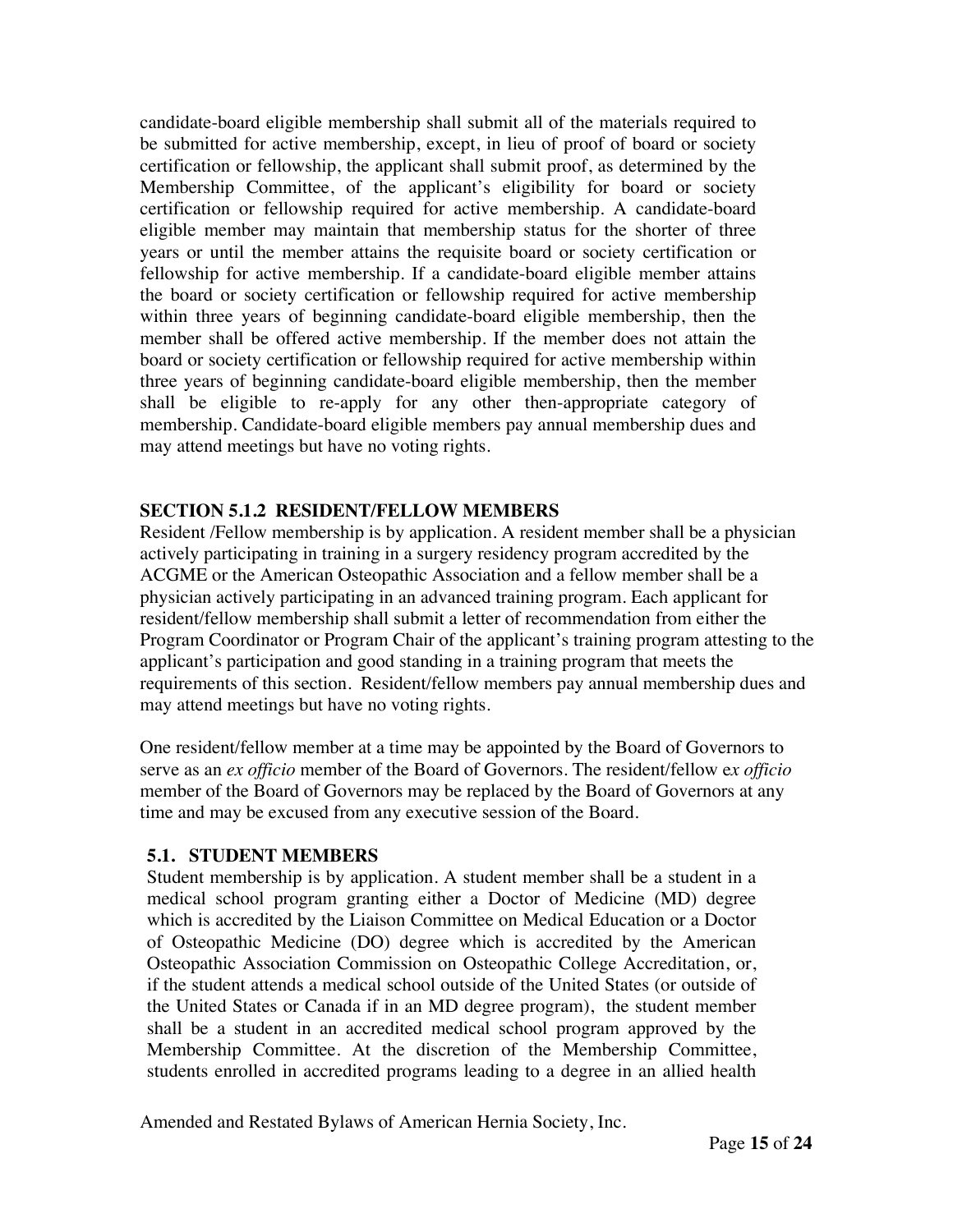candidate-board eligible membership shall submit all of the materials required to be submitted for active membership, except, in lieu of proof of board or society certification or fellowship, the applicant shall submit proof, as determined by the Membership Committee, of the applicant's eligibility for board or society certification or fellowship required for active membership. A candidate-board eligible member may maintain that membership status for the shorter of three years or until the member attains the requisite board or society certification or fellowship for active membership. If a candidate-board eligible member attains the board or society certification or fellowship required for active membership within three years of beginning candidate-board eligible membership, then the member shall be offered active membership. If the member does not attain the board or society certification or fellowship required for active membership within three years of beginning candidate-board eligible membership, then the member shall be eligible to re-apply for any other then-appropriate category of membership. Candidate-board eligible members pay annual membership dues and may attend meetings but have no voting rights.

### SECTION 5.1.2 RESIDENT/FELLOW MEMBERS

Resident /Fellow membership is by application. A resident member shall be a physician actively participating in training in a surgery residency program accredited by the ACGME or the American Osteopathic Association and a fellow member shall be a physician actively participating in an advanced training program. Each applicant for resident/fellow membership shall submit a letter of recommendation from either the Program Coordinator or Program Chair of the applicant's training program attesting to the applicant's participation and good standing in a training program that meets the requirements of this section. Resident/fellow members pay annual membership dues and may attend meetings but have no voting rights.

One resident/fellow member at a time may be appointed by the Board of Governors to serve as an *ex officio* member of the Board of Governors. The resident/fellow e*x officio* member of the Board of Governors may be replaced by the Board of Governors at any time and may be excused from any executive session of the Board.

### 5.1. STUDENT MEMBERS

Student membership is by application. A student member shall be a student in a medical school program granting either a Doctor of Medicine (MD) degree which is accredited by the Liaison Committee on Medical Education or a Doctor of Osteopathic Medicine (DO) degree which is accredited by the American Osteopathic Association Commission on Osteopathic College Accreditation, or, if the student attends a medical school outside of the United States (or outside of the United States or Canada if in an MD degree program), the student member shall be a student in an accredited medical school program approved by the Membership Committee. At the discretion of the Membership Committee, students enrolled in accredited programs leading to a degree in an allied health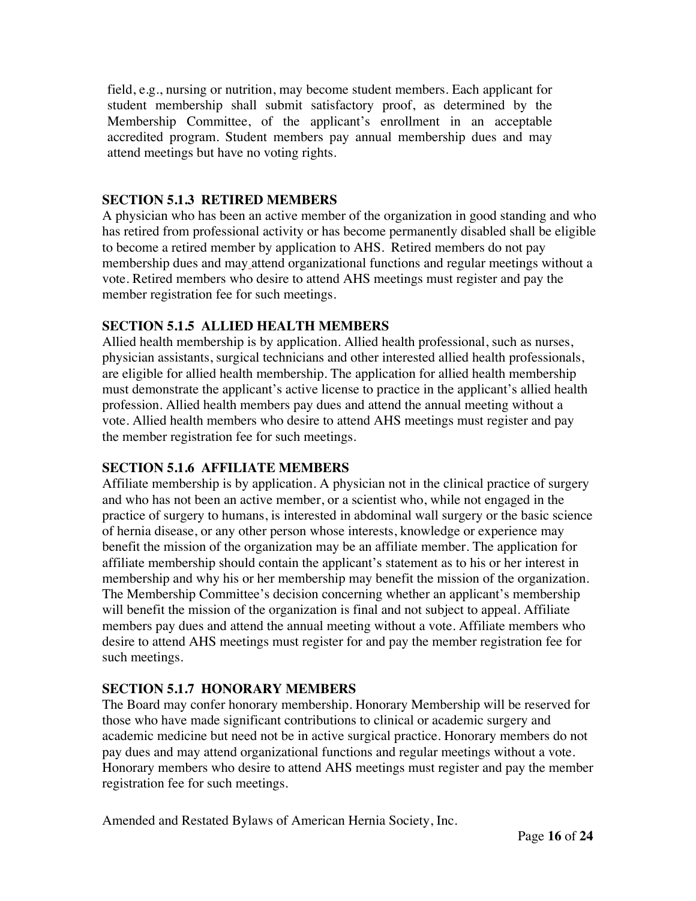field, e.g., nursing or nutrition, may become student members. Each applicant for student membership shall submit satisfactory proof, as determined by the Membership Committee, of the applicant's enrollment in an acceptable accredited program. Student members pay annual membership dues and may attend meetings but have no voting rights.

### SECTION 5.1.3 RETIRED MEMBERS

A physician who has been an active member of the organization in good standing and who has retired from professional activity or has become permanently disabled shall be eligible to become a retired member by application to AHS. Retired members do not pay membership dues and may attend organizational functions and regular meetings without a vote. Retired members who desire to attend AHS meetings must register and pay the member registration fee for such meetings.

### SECTION 5.1.5 ALLIED HEALTH MEMBERS

Allied health membership is by application. Allied health professional, such as nurses, physician assistants, surgical technicians and other interested allied health professionals, are eligible for allied health membership. The application for allied health membership must demonstrate the applicant's active license to practice in the applicant's allied health profession. Allied health members pay dues and attend the annual meeting without a vote. Allied health members who desire to attend AHS meetings must register and pay the member registration fee for such meetings.

### SECTION 5.1.6 AFFILIATE MEMBERS

Affiliate membership is by application. A physician not in the clinical practice of surgery and who has not been an active member, or a scientist who, while not engaged in the practice of surgery to humans, is interested in abdominal wall surgery or the basic science of hernia disease, or any other person whose interests, knowledge or experience may benefit the mission of the organization may be an affiliate member. The application for affiliate membership should contain the applicant's statement as to his or her interest in membership and why his or her membership may benefit the mission of the organization. The Membership Committee's decision concerning whether an applicant's membership will benefit the mission of the organization is final and not subject to appeal. Affiliate members pay dues and attend the annual meeting without a vote. Affiliate members who desire to attend AHS meetings must register for and pay the member registration fee for such meetings.

### SECTION 5.1.7 HONORARY MEMBERS

The Board may confer honorary membership. Honorary Membership will be reserved for those who have made significant contributions to clinical or academic surgery and academic medicine but need not be in active surgical practice. Honorary members do not pay dues and may attend organizational functions and regular meetings without a vote. Honorary members who desire to attend AHS meetings must register and pay the member registration fee for such meetings.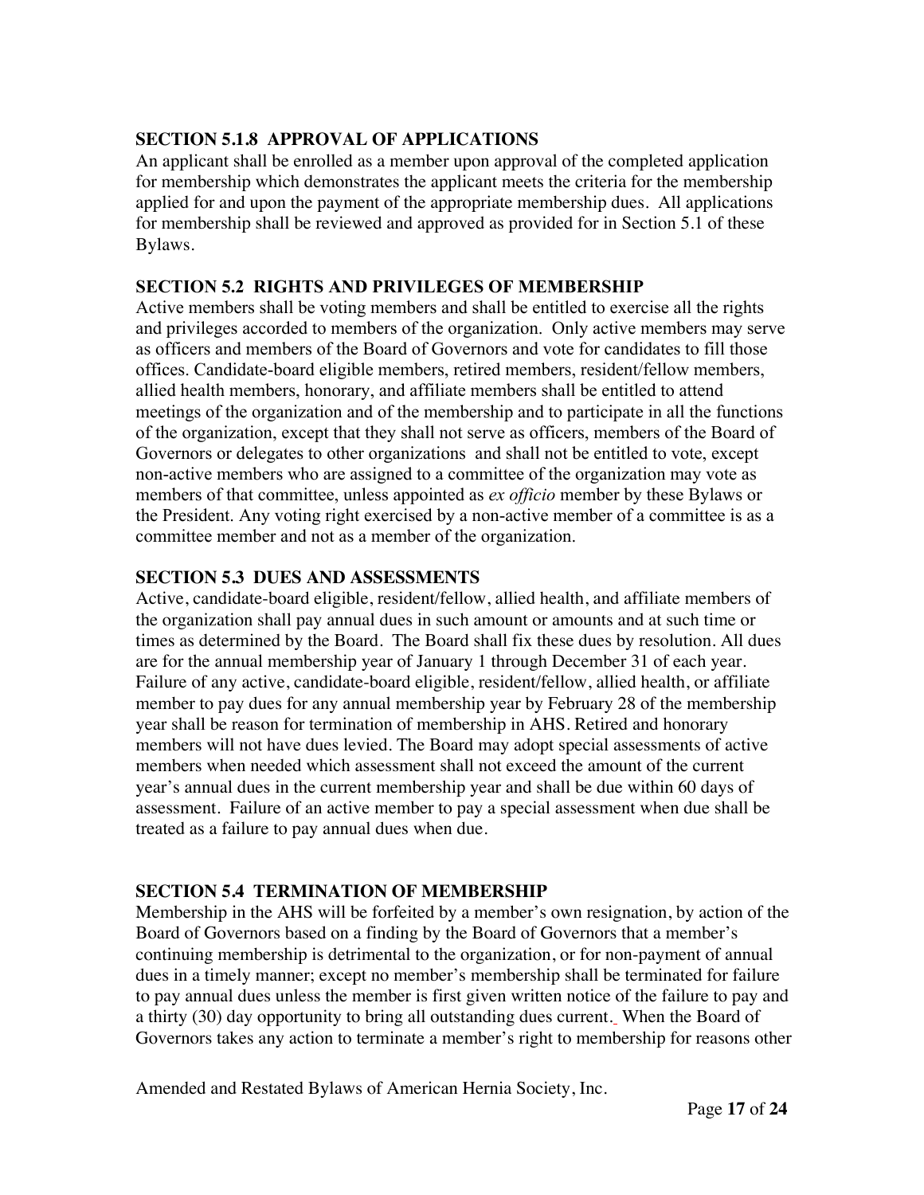### SECTION 5.1.8 APPROVAL OF APPLICATIONS

An applicant shall be enrolled as a member upon approval of the completed application for membership which demonstrates the applicant meets the criteria for the membership applied for and upon the payment of the appropriate membership dues. All applications for membership shall be reviewed and approved as provided for in Section 5.1 of these Bylaws.

### SECTION 5.2 RIGHTS AND PRIVILEGES OF MEMBERSHIP

Active members shall be voting members and shall be entitled to exercise all the rights and privileges accorded to members of the organization. Only active members may serve as officers and members of the Board of Governors and vote for candidates to fill those offices. Candidate-board eligible members, retired members, resident/fellow members, allied health members, honorary, and affiliate members shall be entitled to attend meetings of the organization and of the membership and to participate in all the functions of the organization, except that they shall not serve as officers, members of the Board of Governors or delegates to other organizations and shall not be entitled to vote, except non-active members who are assigned to a committee of the organization may vote as members of that committee, unless appointed as *ex officio* member by these Bylaws or the President. Any voting right exercised by a non-active member of a committee is as a committee member and not as a member of the organization.

### SECTION 5.3 DUES AND ASSESSMENTS

Active, candidate-board eligible, resident/fellow, allied health, and affiliate members of the organization shall pay annual dues in such amount or amounts and at such time or times as determined by the Board. The Board shall fix these dues by resolution. All dues are for the annual membership year of January 1 through December 31 of each year. Failure of any active, candidate-board eligible, resident/fellow, allied health, or affiliate member to pay dues for any annual membership year by February 28 of the membership year shall be reason for termination of membership in AHS. Retired and honorary members will not have dues levied. The Board may adopt special assessments of active members when needed which assessment shall not exceed the amount of the current year's annual dues in the current membership year and shall be due within 60 days of assessment. Failure of an active member to pay a special assessment when due shall be treated as a failure to pay annual dues when due.

### SECTION 5.4 TERMINATION OF MEMBERSHIP

Membership in the AHS will be forfeited by a member's own resignation, by action of the Board of Governors based on a finding by the Board of Governors that a member's continuing membership is detrimental to the organization, or for non-payment of annual dues in a timely manner; except no member's membership shall be terminated for failure to pay annual dues unless the member is first given written notice of the failure to pay and a thirty (30) day opportunity to bring all outstanding dues current. When the Board of Governors takes any action to terminate a member's right to membership for reasons other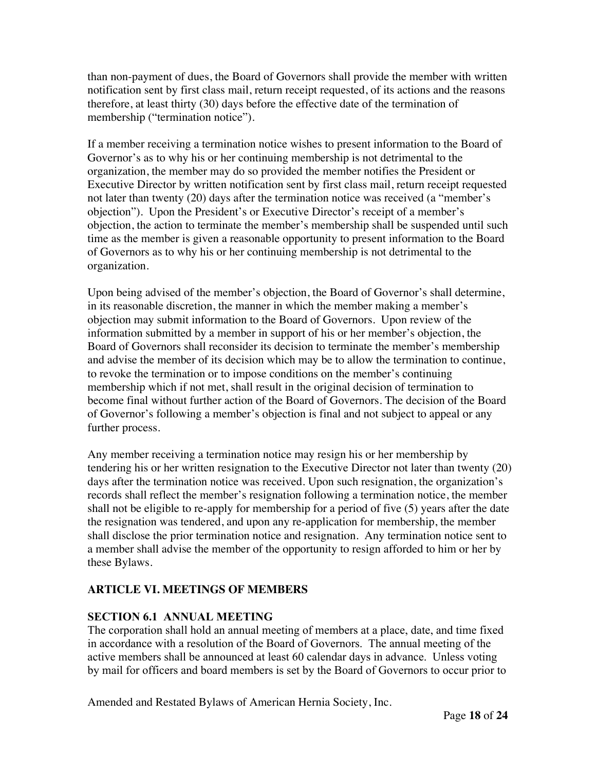than non-payment of dues, the Board of Governors shall provide the member with written notification sent by first class mail, return receipt requested, of its actions and the reasons therefore, at least thirty (30) days before the effective date of the termination of membership ("termination notice").

If a member receiving a termination notice wishes to present information to the Board of Governor's as to why his or her continuing membership is not detrimental to the organization, the member may do so provided the member notifies the President or Executive Director by written notification sent by first class mail, return receipt requested not later than twenty (20) days after the termination notice was received (a "member's objection"). Upon the President's or Executive Director's receipt of a member's objection, the action to terminate the member's membership shall be suspended until such time as the member is given a reasonable opportunity to present information to the Board of Governors as to why his or her continuing membership is not detrimental to the organization.

Upon being advised of the member's objection, the Board of Governor's shall determine, in its reasonable discretion, the manner in which the member making a member's objection may submit information to the Board of Governors. Upon review of the information submitted by a member in support of his or her member's objection, the Board of Governors shall reconsider its decision to terminate the member's membership and advise the member of its decision which may be to allow the termination to continue, to revoke the termination or to impose conditions on the member's continuing membership which if not met, shall result in the original decision of termination to become final without further action of the Board of Governors. The decision of the Board of Governor's following a member's objection is final and not subject to appeal or any further process.

Any member receiving a termination notice may resign his or her membership by tendering his or her written resignation to the Executive Director not later than twenty (20) days after the termination notice was received. Upon such resignation, the organization's records shall reflect the member's resignation following a termination notice, the member shall not be eligible to re-apply for membership for a period of five (5) years after the date the resignation was tendered, and upon any re-application for membership, the member shall disclose the prior termination notice and resignation. Any termination notice sent to a member shall advise the member of the opportunity to resign afforded to him or her by these Bylaws.

## ARTICLE VI. MEETINGS OF MEMBERS

### SECTION 6.1 ANNUAL MEETING

The corporation shall hold an annual meeting of members at a place, date, and time fixed in accordance with a resolution of the Board of Governors. The annual meeting of the active members shall be announced at least 60 calendar days in advance. Unless voting by mail for officers and board members is set by the Board of Governors to occur prior to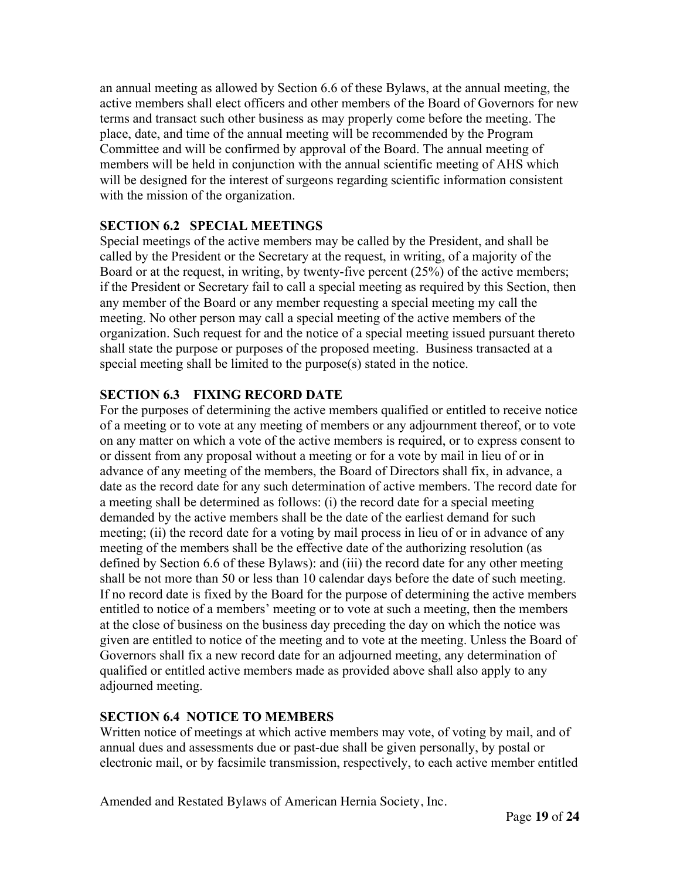an annual meeting as allowed by Section 6.6 of these Bylaws, at the annual meeting, the active members shall elect officers and other members of the Board of Governors for new terms and transact such other business as may properly come before the meeting. The place, date, and time of the annual meeting will be recommended by the Program Committee and will be confirmed by approval of the Board. The annual meeting of members will be held in conjunction with the annual scientific meeting of AHS which will be designed for the interest of surgeons regarding scientific information consistent with the mission of the organization.

**SECTION 6.2 SPECIAL MEETINGS**

Special meetings of the active members may be called by the President, and shall be called by the President or the Secretary at the request, in writing, of a majority of the Board or at the request, in writing, by twenty-five percent (25%) of the active members; if the President or Secretary fail to call a special meeting as required by this Section, then any member of the Board or any member requesting a special meeting my call the meeting. No other person may call a special meeting of the active members of the organization. Such request for and the notice of a special meeting issued pursuant thereto shall state the purpose or purposes of the proposed meeting. Business transacted at a special meeting shall be limited to the purpose(s) stated in the notice.

**SECTION 6.3 FIXING RECORD DATE**

For the purposes of determining the active members qualified or entitled to receive notice of a meeting or to vote at any meeting of members or any adjournment thereof, or to vote on any matter on which a vote of the active members is required, or to express consent to or dissent from any proposal without a meeting or for a vote by mail in lieu of or in advance of any meeting of the members, the Board of Directors shall fix, in advance, a date as the record date for any such determination of active members. The record date for a meeting shall be determined as follows: (i) the record date for a special meeting demanded by the active members shall be the date of the earliest demand for such meeting; (ii) the record date for a voting by mail process in lieu of or in advance of any meeting of the members shall be the effective date of the authorizing resolution (as defined by Section 6.6 of these Bylaws): and (iii) the record date for any other meeting shall be not more than 50 or less than 10 calendar days before the date of such meeting. If no record date is fixed by the Board for the purpose of determining the active members entitled to notice of a members' meeting or to vote at such a meeting, then the members at the close of business on the business day preceding the day on which the notice was given are entitled to notice of the meeting and to vote at the meeting. Unless the Board of Governors shall fix a new record date for an adjourned meeting, any determination of qualified or entitled active members made as provided above shall also apply to any adjourned meeting.

**SECTION 6.4 NOTICE TO MEMBERS**

Written notice of meetings at which active members may vote, of voting by mail, and of annual dues and assessments due or past-due shall be given personally, by postal or electronic mail, or by facsimile transmission, respectively, to each active member entitled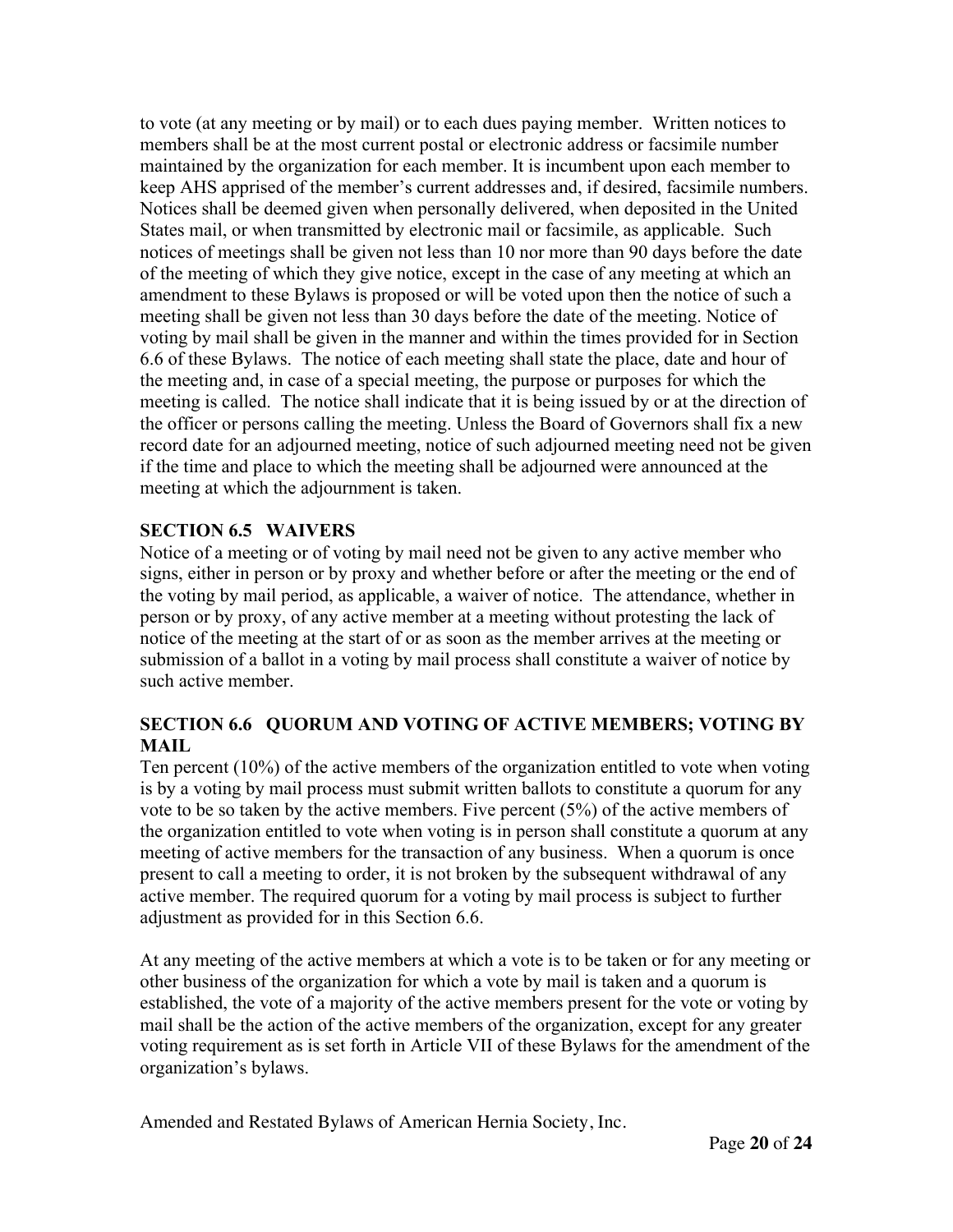to vote (at any meeting or by mail) or to each dues paying member. Written notices to members shall be at the most current postal or electronic address or facsimile number maintained by the organization for each member. It is incumbent upon each member to keep AHS apprised of the member's current addresses and, if desired, facsimile numbers. Notices shall be deemed given when personally delivered, when deposited in the United States mail, or when transmitted by electronic mail or facsimile, as applicable. Such notices of meetings shall be given not less than 10 nor more than 90 days before the date of the meeting of which they give notice, except in the case of any meeting at which an amendment to these Bylaws is proposed or will be voted upon then the notice of such a meeting shall be given not less than 30 days before the date of the meeting. Notice of voting by mail shall be given in the manner and within the times provided for in Section 6.6 of these Bylaws. The notice of each meeting shall state the place, date and hour of the meeting and, in case of a special meeting, the purpose or purposes for which the meeting is called. The notice shall indicate that it is being issued by or at the direction of the officer or persons calling the meeting. Unless the Board of Governors shall fix a new record date for an adjourned meeting, notice of such adjourned meeting need not be given if the time and place to which the meeting shall be adjourned were announced at the meeting at which the adjournment is taken.

### SECTION 6.5 WAIVERS

Notice of a meeting or of voting by mail need not be given to any active member who signs, either in person or by proxy and whether before or after the meeting or the end of the voting by mail period, as applicable, a waiver of notice. The attendance, whether in person or by proxy, of any active member at a meeting without protesting the lack of notice of the meeting at the start of or as soon as the member arrives at the meeting or submission of a ballot in a voting by mail process shall constitute a waiver of notice by such active member.

### SECTION 6.6 QUORUM AND VOTING OF ACTIVE MEMBERS; VOTING BY MAIL

Ten percent (10%) of the active members of the organization entitled to vote when voting is by a voting by mail process must submit written ballots to constitute a quorum for any vote to be so taken by the active members. Five percent (5%) of the active members of the organization entitled to vote when voting is in person shall constitute a quorum at any meeting of active members for the transaction of any business. When a quorum is once present to call a meeting to order, it is not broken by the subsequent withdrawal of any active member. The required quorum for a voting by mail process is subject to further adjustment as provided for in this Section 6.6.

At any meeting of the active members at which a vote is to be taken or for any meeting or other business of the organization for which a vote by mail is taken and a quorum is established, the vote of a majority of the active members present for the vote or voting by mail shall be the action of the active members of the organization, except for any greater voting requirement as is set forth in Article VII of these Bylaws for the amendment of the organization's bylaws.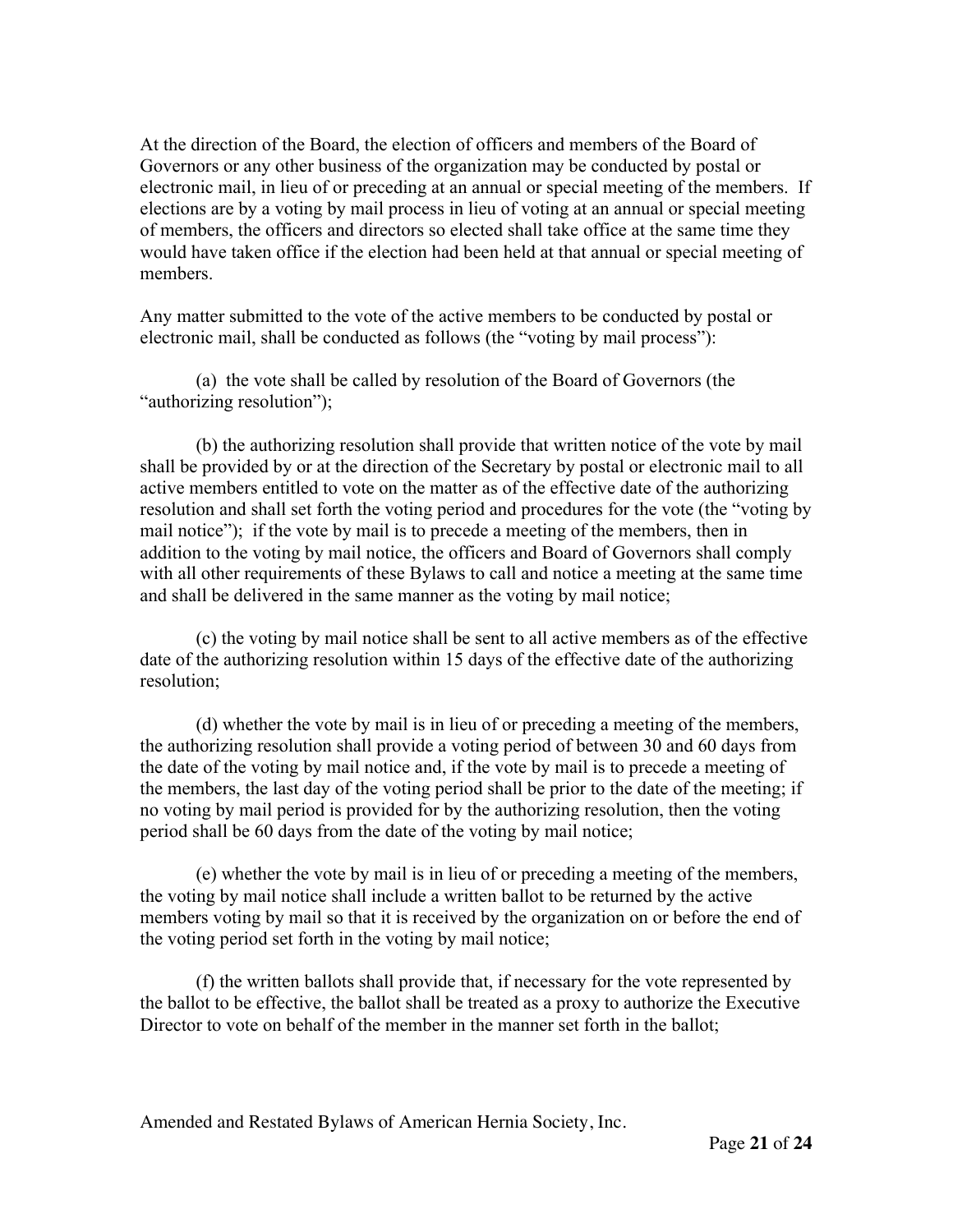At the direction of the Board, the election of officers and members of the Board of Governors or any other business of the organization may be conducted by postal or electronic mail, in lieu of or preceding at an annual or special meeting of the members. If elections are by a voting by mail process in lieu of voting at an annual or special meeting of members, the officers and directors so elected shall take office at the same time they would have taken office if the election had been held at that annual or special meeting of members.

Any matter submitted to the vote of the active members to be conducted by postal or electronic mail, shall be conducted as follows (the "voting by mail process"):

(a) the vote shall be called by resolution of the Board of Governors (the "authorizing resolution");

(b) the authorizing resolution shall provide that written notice of the vote by mail shall be provided by or at the direction of the Secretary by postal or electronic mail to all active members entitled to vote on the matter as of the effective date of the authorizing resolution and shall set forth the voting period and procedures for the vote (the "voting by mail notice"); if the vote by mail is to precede a meeting of the members, then in addition to the voting by mail notice, the officers and Board of Governors shall comply with all other requirements of these Bylaws to call and notice a meeting at the same time and shall be delivered in the same manner as the voting by mail notice;

(c) the voting by mail notice shall be sent to all active members as of the effective date of the authorizing resolution within 15 days of the effective date of the authorizing resolution;

(d) whether the vote by mail is in lieu of or preceding a meeting of the members, the authorizing resolution shall provide a voting period of between 30 and 60 days from the date of the voting by mail notice and, if the vote by mail is to precede a meeting of the members, the last day of the voting period shall be prior to the date of the meeting; if no voting by mail period is provided for by the authorizing resolution, then the voting period shall be 60 days from the date of the voting by mail notice;

(e) whether the vote by mail is in lieu of or preceding a meeting of the members, the voting by mail notice shall include a written ballot to be returned by the active members voting by mail so that it is received by the organization on or before the end of the voting period set forth in the voting by mail notice;

(f) the written ballots shall provide that, if necessary for the vote represented by the ballot to be effective, the ballot shall be treated as a proxy to authorize the Executive Director to vote on behalf of the member in the manner set forth in the ballot;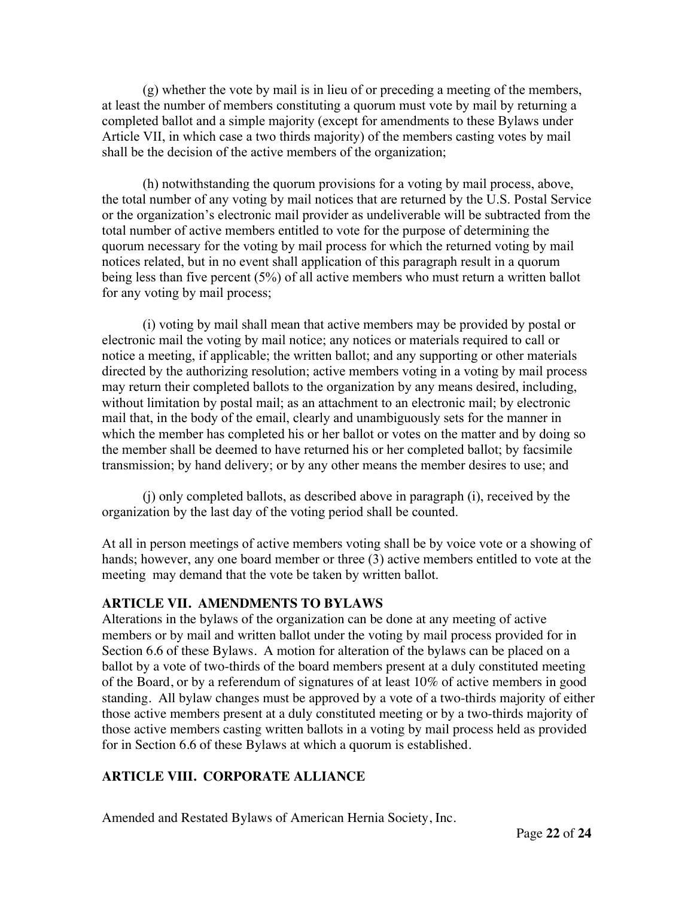(g) whether the vote by mail is in lieu of or preceding a meeting of the members, at least the number of members constituting a quorum must vote by mail by returning a completed ballot and a simple majority (except for amendments to these Bylaws under Article VII, in which case a two thirds majority) of the members casting votes by mail shall be the decision of the active members of the organization;

(h) notwithstanding the quorum provisions for a voting by mail process, above, the total number of any voting by mail notices that are returned by the U.S. Postal Service or the organization's electronic mail provider as undeliverable will be subtracted from the total number of active members entitled to vote for the purpose of determining the quorum necessary for the voting by mail process for which the returned voting by mail notices related, but in no event shall application of this paragraph result in a quorum being less than five percent (5%) of all active members who must return a written ballot for any voting by mail process;

(i) voting by mail shall mean that active members may be provided by postal or electronic mail the voting by mail notice; any notices or materials required to call or notice a meeting, if applicable; the written ballot; and any supporting or other materials directed by the authorizing resolution; active members voting in a voting by mail process may return their completed ballots to the organization by any means desired, including, without limitation by postal mail; as an attachment to an electronic mail; by electronic mail that, in the body of the email, clearly and unambiguously sets for the manner in which the member has completed his or her ballot or votes on the matter and by doing so the member shall be deemed to have returned his or her completed ballot; by facsimile transmission; by hand delivery; or by any other means the member desires to use; and

(j) only completed ballots, as described above in paragraph (i), received by the organization by the last day of the voting period shall be counted.

At all in person meetings of active members voting shall be by voice vote or a showing of hands; however, any one board member or three (3) active members entitled to vote at the meeting may demand that the vote be taken by written ballot.

## ARTICLE VII. AMENDMENTS TO BYLAWS

Alterations in the bylaws of the organization can be done at any meeting of active members or by mail and written ballot under the voting by mail process provided for in Section 6.6 of these Bylaws. A motion for alteration of the bylaws can be placed on a ballot by a vote of two-thirds of the board members present at a duly constituted meeting of the Board, or by a referendum of signatures of at least 10% of active members in good standing. All bylaw changes must be approved by a vote of a two-thirds majority of either those active members present at a duly constituted meeting or by a two-thirds majority of those active members casting written ballots in a voting by mail process held as provided for in Section 6.6 of these Bylaws at which a quorum is established.

## ARTICLE VIII. CORPORATE ALLIANCE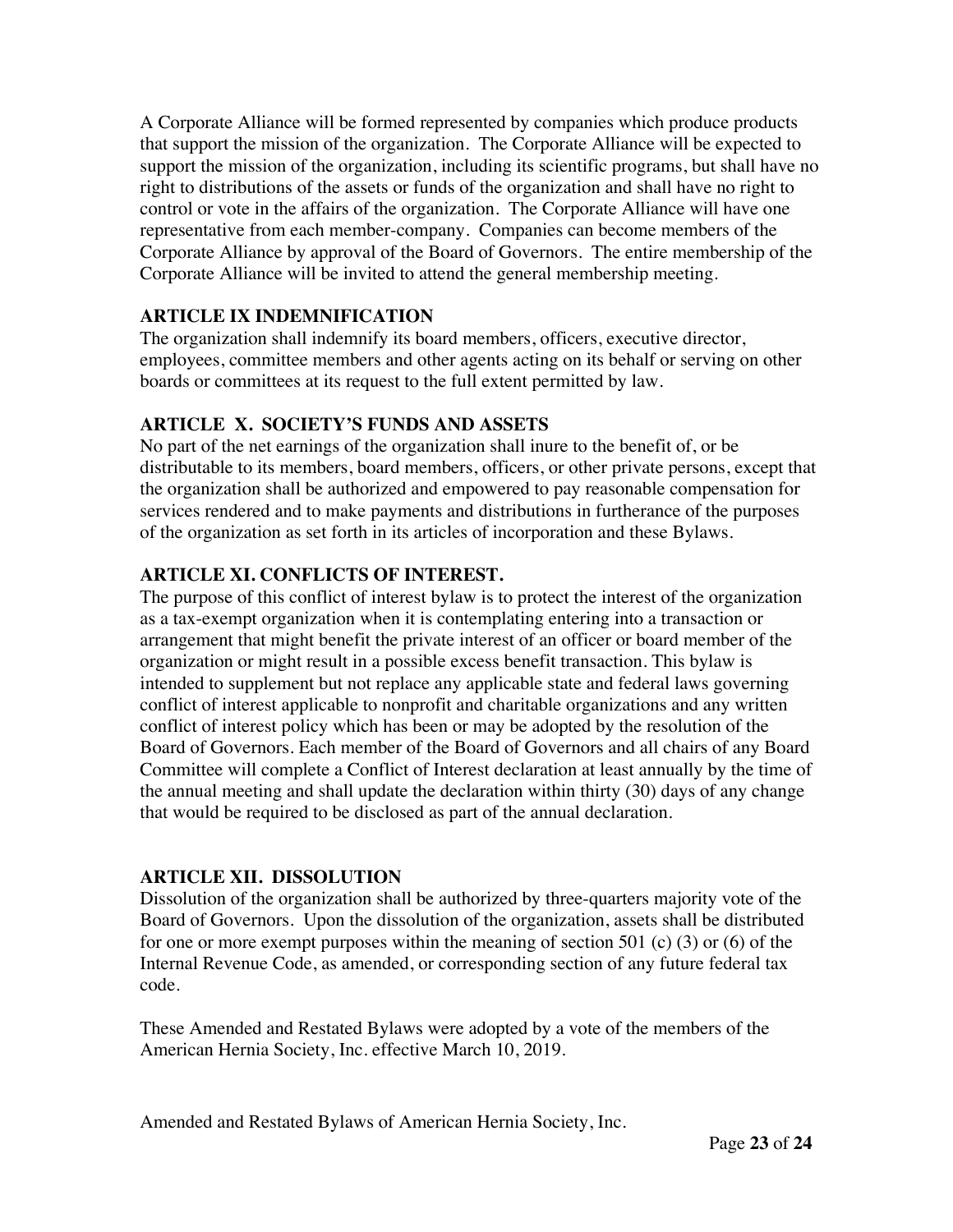A Corporate Alliance will be formed represented by companies which produce products that support the mission of the organization. The Corporate Alliance will be expected to support the mission of the organization, including its scientific programs, but shall have no right to distributions of the assets or funds of the organization and shall have no right to control or vote in the affairs of the organization. The Corporate Alliance will have one representative from each member-company. Companies can become members of the Corporate Alliance by approval of the Board of Governors. The entire membership of the Corporate Alliance will be invited to attend the general membership meeting.

## ARTICLE IX INDEMNIFICATION

The organization shall indemnify its board members, officers, executive director, employees, committee members and other agents acting on its behalf or serving on other boards or committees at its request to the full extent permitted by law.

## ARTICLE X. SOCIETY'S FUNDS AND ASSETS

No part of the net earnings of the organization shall inure to the benefit of, or be distributable to its members, board members, officers, or other private persons, except that the organization shall be authorized and empowered to pay reasonable compensation for services rendered and to make payments and distributions in furtherance of the purposes of the organization as set forth in its articles of incorporation and these Bylaws.

## ARTICLE XI. CONFLICTS OF INTEREST.

The purpose of this conflict of interest bylaw is to protect the interest of the organization as a tax-exempt organization when it is contemplating entering into a transaction or arrangement that might benefit the private interest of an officer or board member of the organization or might result in a possible excess benefit transaction. This bylaw is intended to supplement but not replace any applicable state and federal laws governing conflict of interest applicable to nonprofit and charitable organizations and any written conflict of interest policy which has been or may be adopted by the resolution of the Board of Governors. Each member of the Board of Governors and all chairs of any Board Committee will complete a Conflict of Interest declaration at least annually by the time of the annual meeting and shall update the declaration within thirty (30) days of any change that would be required to be disclosed as part of the annual declaration.

## ARTICLE XII. DISSOLUTION

Dissolution of the organization shall be authorized by three-quarters majority vote of the Board of Governors. Upon the dissolution of the organization, assets shall be distributed for one or more exempt purposes within the meaning of section 501 (c) (3) or (6) of the Internal Revenue Code, as amended, or corresponding section of any future federal tax code.

These Amended and Restated Bylaws were adopted by a vote of the members of the American Hernia Society, Inc. effective March 10, 2019.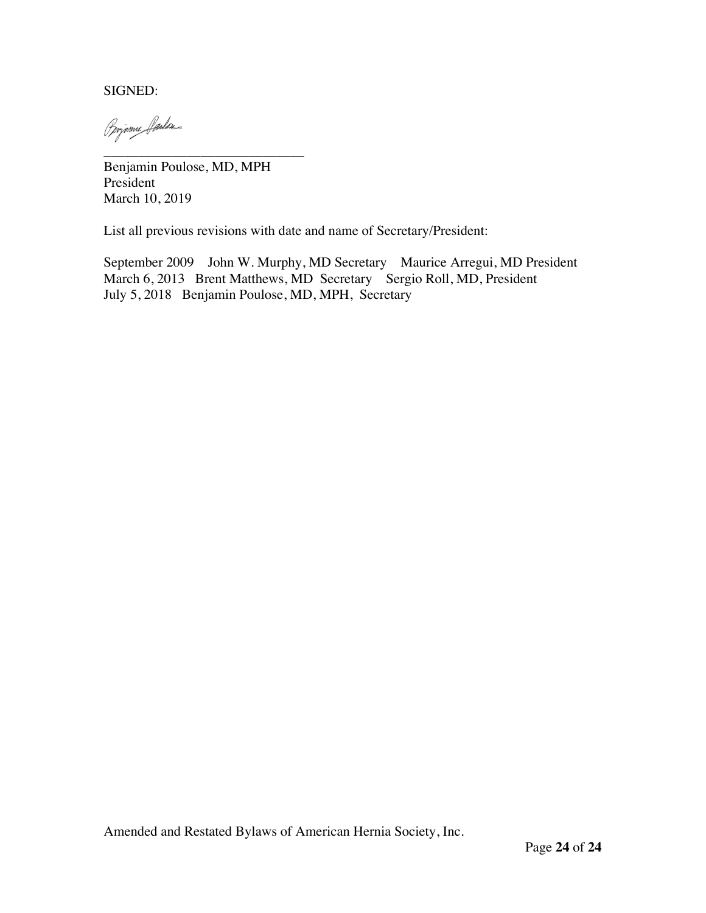SIGNED:

\_\_\_\_\_\_\_\_\_\_\_\_\_\_\_\_\_\_\_\_\_\_\_\_\_\_\_\_\_\_

Benjamin Poulose, MD, MPH
President
March 10, 2019

List all previous revisions with date and name of Secretary/President:

September 2009 John W. Murphy, MD Secretary Maurice Arregui, MD President
March 6, 2013 Brent Matthews, MD Secretary Sergio Roll, MD, President
July 5, 2018 Benjamin Poulose, MD, MPH, Secretary